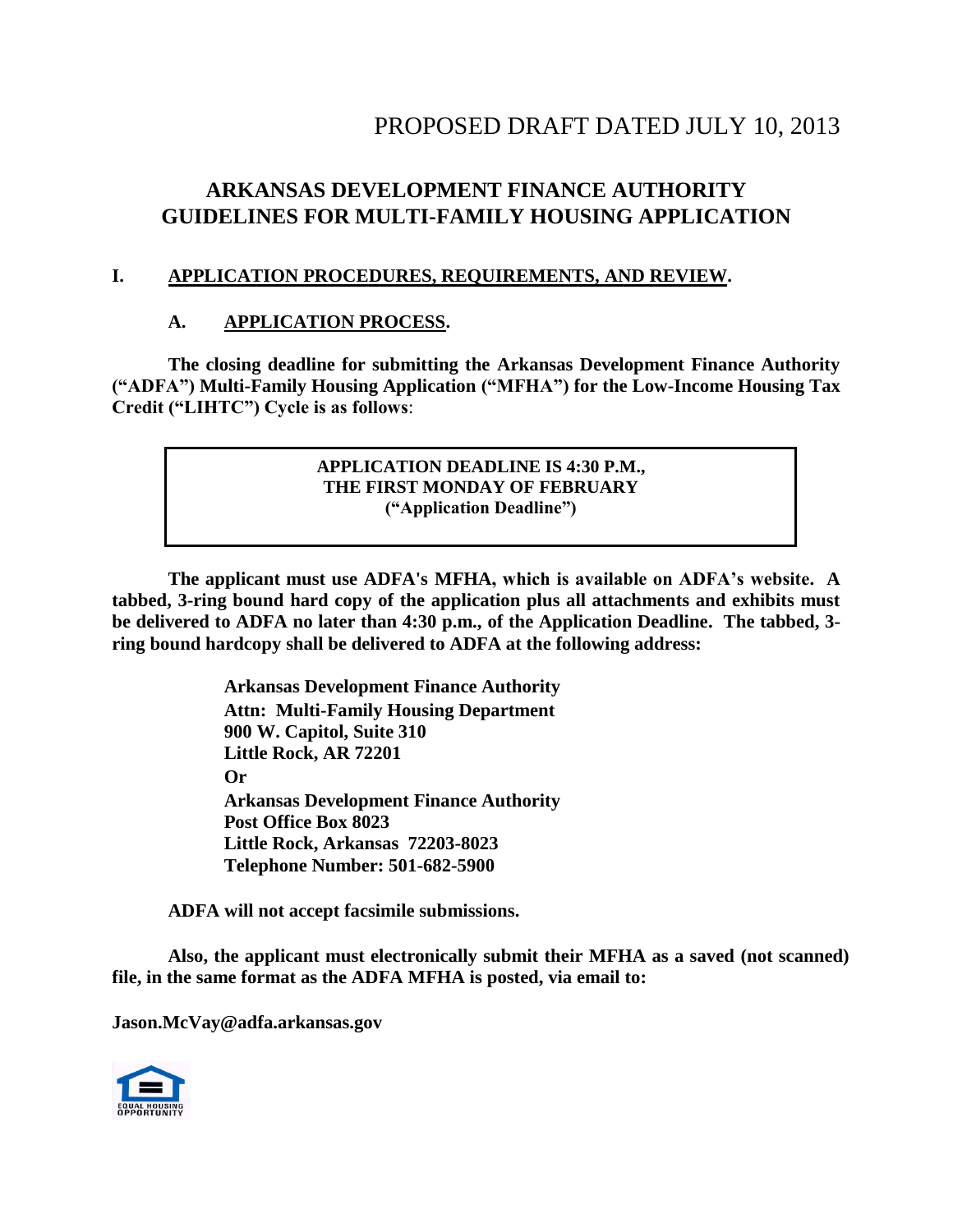PROPOSED DRAFT DATED JULY 10, 2013

# ARKANSAS DEVELOPMENT FINANCE AUTHORITY GUIDELINES FOR MULTI-FAMILY HOUSING APPLICATION

## I. APPLICATION PROCEDURES, REQUIREMENTS, AND REVIEW.

### A. APPLICATION PROCESS.

**The closing deadline for submitting the Arkansas Development Finance Authority ("ADFA") Multi-Family Housing Application ("MFHA") for the Low-Income Housing Tax Credit ("LIHTC") Cycle is as follows**:

> **APPLICATION DEADLINE IS 4:30 P.M.,**
> **THE FIRST MONDAY OF FEBRUARY**
> **("Application Deadline")**

**The applicant must use ADFA's MFHA, which is available on ADFA's website. A tabbed, 3-ring bound hard copy of the application plus all attachments and exhibits must be delivered to ADFA no later than 4:30 p.m., of the Application Deadline. The tabbed, 3-ring bound hardcopy shall be delivered to ADFA at the following address:**

**Arkansas Development Finance Authority**
**Attn: Multi-Family Housing Department**
**900 W. Capitol, Suite 310**
**Little Rock, AR 72201**
**Or**
**Arkansas Development Finance Authority**
**Post Office Box 8023**
**Little Rock, Arkansas 72203-8023**
**Telephone Number: 501-682-5900**

**ADFA will not accept facsimile submissions.**

**Also, the applicant must electronically submit their MFHA as a saved (not scanned) file, in the same format as the ADFA MFHA is posted, via email to:**

**Jason.McVay@adfa.arkansas.gov**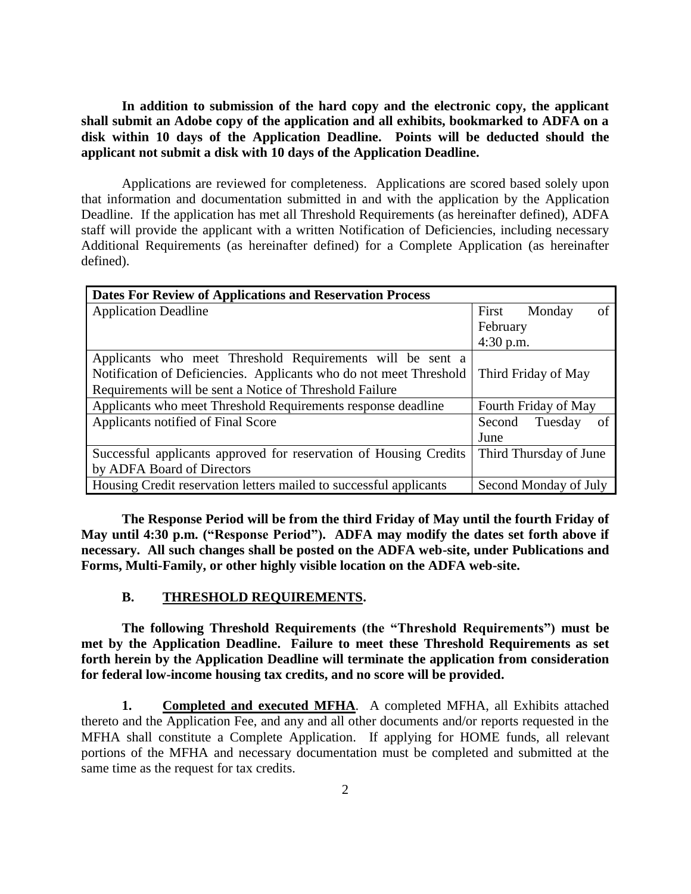**In addition to submission of the hard copy and the electronic copy, the applicant shall submit an Adobe copy of the application and all exhibits, bookmarked to ADFA on a disk within 10 days of the Application Deadline. Points will be deducted should the applicant not submit a disk with 10 days of the Application Deadline.**

Applications are reviewed for completeness. Applications are scored based solely upon that information and documentation submitted in and with the application by the Application Deadline. If the application has met all Threshold Requirements (as hereinafter defined), ADFA staff will provide the applicant with a written Notification of Deficiencies, including necessary Additional Requirements (as hereinafter defined) for a Complete Application (as hereinafter defined).

| Dates For Review of Applications and Reservation Process | |
|---|---|
| Application Deadline | First Monday of February 4:30 p.m. |
| Applicants who meet Threshold Requirements will be sent a Notification of Deficiencies. Applicants who do not meet Threshold Requirements will be sent a Notice of Threshold Failure | Third Friday of May |
| Applicants who meet Threshold Requirements response deadline | Fourth Friday of May |
| Applicants notified of Final Score | Second Tuesday of June |
| Successful applicants approved for reservation of Housing Credits by ADFA Board of Directors | Third Thursday of June |
| Housing Credit reservation letters mailed to successful applicants | Second Monday of July |

**The Response Period will be from the third Friday of May until the fourth Friday of May until 4:30 p.m. ("Response Period"). ADFA may modify the dates set forth above if necessary. All such changes shall be posted on the ADFA web-site, under Publications and Forms, Multi-Family, or other highly visible location on the ADFA web-site.**

### B. THRESHOLD REQUIREMENTS.

**The following Threshold Requirements (the "Threshold Requirements") must be met by the Application Deadline. Failure to meet these Threshold Requirements as set forth herein by the Application Deadline will terminate the application from consideration for federal low-income housing tax credits, and no score will be provided.**

**1. Completed and executed MFHA**. A completed MFHA, all Exhibits attached thereto and the Application Fee, and any and all other documents and/or reports requested in the MFHA shall constitute a Complete Application. If applying for HOME funds, all relevant portions of the MFHA and necessary documentation must be completed and submitted at the same time as the request for tax credits.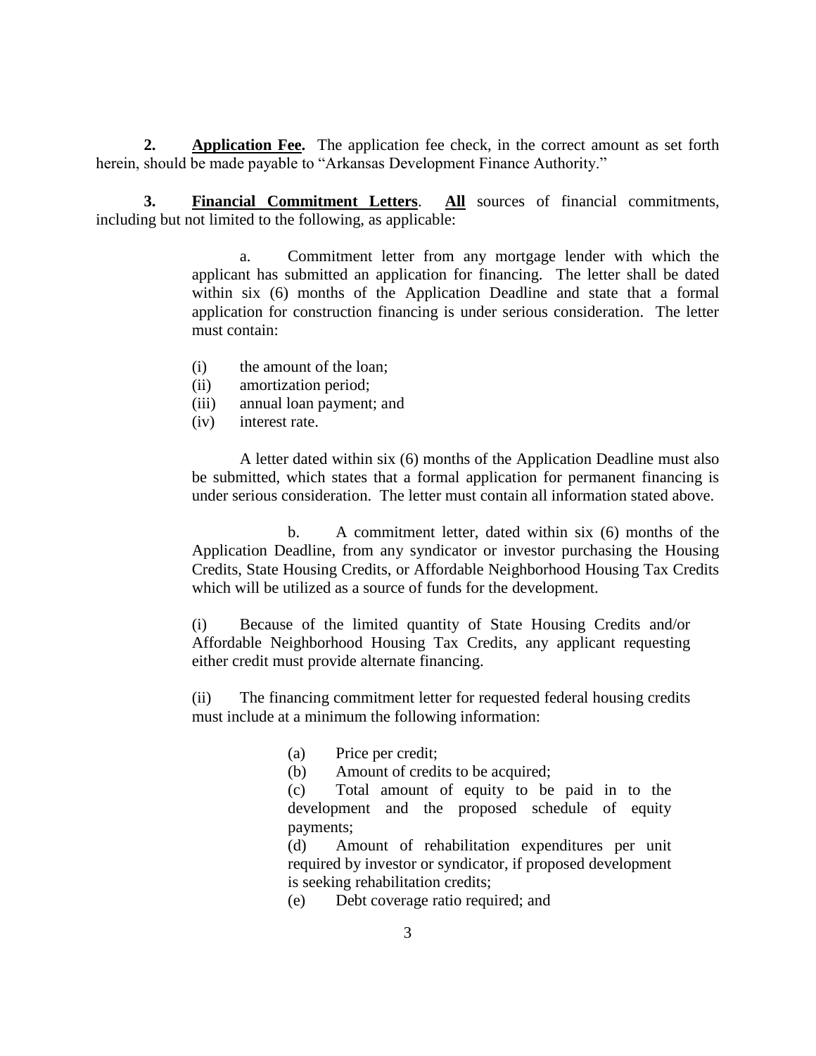**2. Application Fee.** The application fee check, in the correct amount as set forth herein, should be made payable to "Arkansas Development Finance Authority."

**3. Financial Commitment Letters**. **All** sources of financial commitments, including but not limited to the following, as applicable:

a. Commitment letter from any mortgage lender with which the applicant has submitted an application for financing. The letter shall be dated within six (6) months of the Application Deadline and state that a formal application for construction financing is under serious consideration. The letter must contain:

(i) the amount of the loan;
(ii) amortization period;
(iii) annual loan payment; and
(iv) interest rate.

A letter dated within six (6) months of the Application Deadline must also be submitted, which states that a formal application for permanent financing is under serious consideration. The letter must contain all information stated above.

b. A commitment letter, dated within six (6) months of the Application Deadline, from any syndicator or investor purchasing the Housing Credits, State Housing Credits, or Affordable Neighborhood Housing Tax Credits which will be utilized as a source of funds for the development.

(i) Because of the limited quantity of State Housing Credits and/or Affordable Neighborhood Housing Tax Credits, any applicant requesting either credit must provide alternate financing.

(ii) The financing commitment letter for requested federal housing credits must include at a minimum the following information:

(a) Price per credit;
(b) Amount of credits to be acquired;
(c) Total amount of equity to be paid in to the development and the proposed schedule of equity payments;
(d) Amount of rehabilitation expenditures per unit required by investor or syndicator, if proposed development is seeking rehabilitation credits;
(e) Debt coverage ratio required; and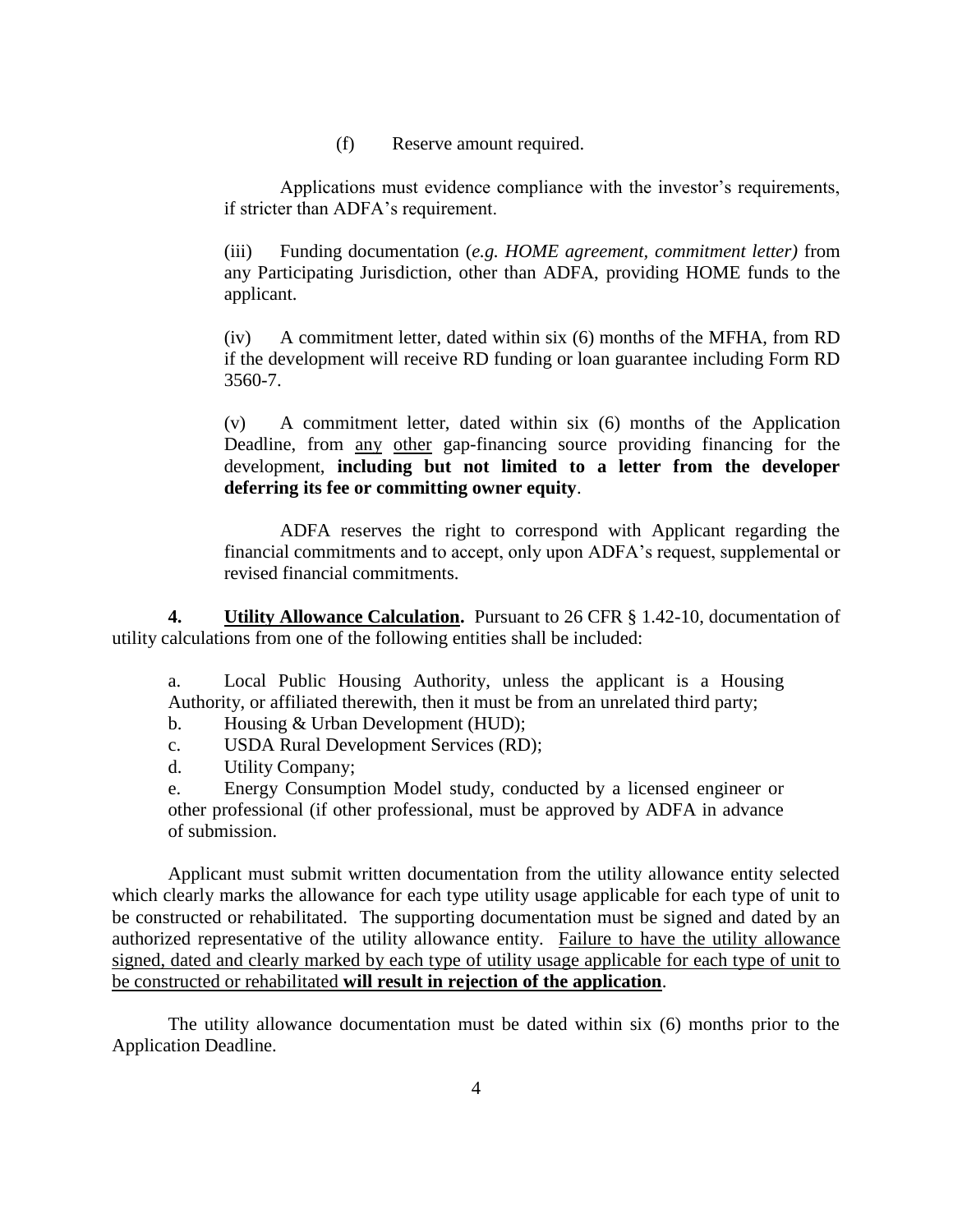(f) Reserve amount required.

Applications must evidence compliance with the investor's requirements, if stricter than ADFA's requirement.

(iii) Funding documentation (*e.g. HOME agreement, commitment letter)* from any Participating Jurisdiction, other than ADFA, providing HOME funds to the applicant.

(iv) A commitment letter, dated within six (6) months of the MFHA, from RD if the development will receive RD funding or loan guarantee including Form RD 3560-7.

(v) A commitment letter, dated within six (6) months of the Application Deadline, from <u>any</u> <u>other</u> gap-financing source providing financing for the development, **including but not limited to a letter from the developer deferring its fee or committing owner equity**.

ADFA reserves the right to correspond with Applicant regarding the financial commitments and to accept, only upon ADFA's request, supplemental or revised financial commitments.

**4. <u>Utility Allowance Calculation</u>.** Pursuant to 26 CFR § 1.42-10, documentation of utility calculations from one of the following entities shall be included:

a. Local Public Housing Authority, unless the applicant is a Housing Authority, or affiliated therewith, then it must be from an unrelated third party;
b. Housing & Urban Development (HUD);
c. USDA Rural Development Services (RD);
d. Utility Company;
e. Energy Consumption Model study, conducted by a licensed engineer or other professional (if other professional, must be approved by ADFA in advance of submission.

Applicant must submit written documentation from the utility allowance entity selected which clearly marks the allowance for each type utility usage applicable for each type of unit to be constructed or rehabilitated. The supporting documentation must be signed and dated by an authorized representative of the utility allowance entity. <u>Failure to have the utility allowance signed, dated and clearly marked by each type of utility usage applicable for each type of unit to be constructed or rehabilitated **will result in rejection of the application**</u>.

The utility allowance documentation must be dated within six (6) months prior to the Application Deadline.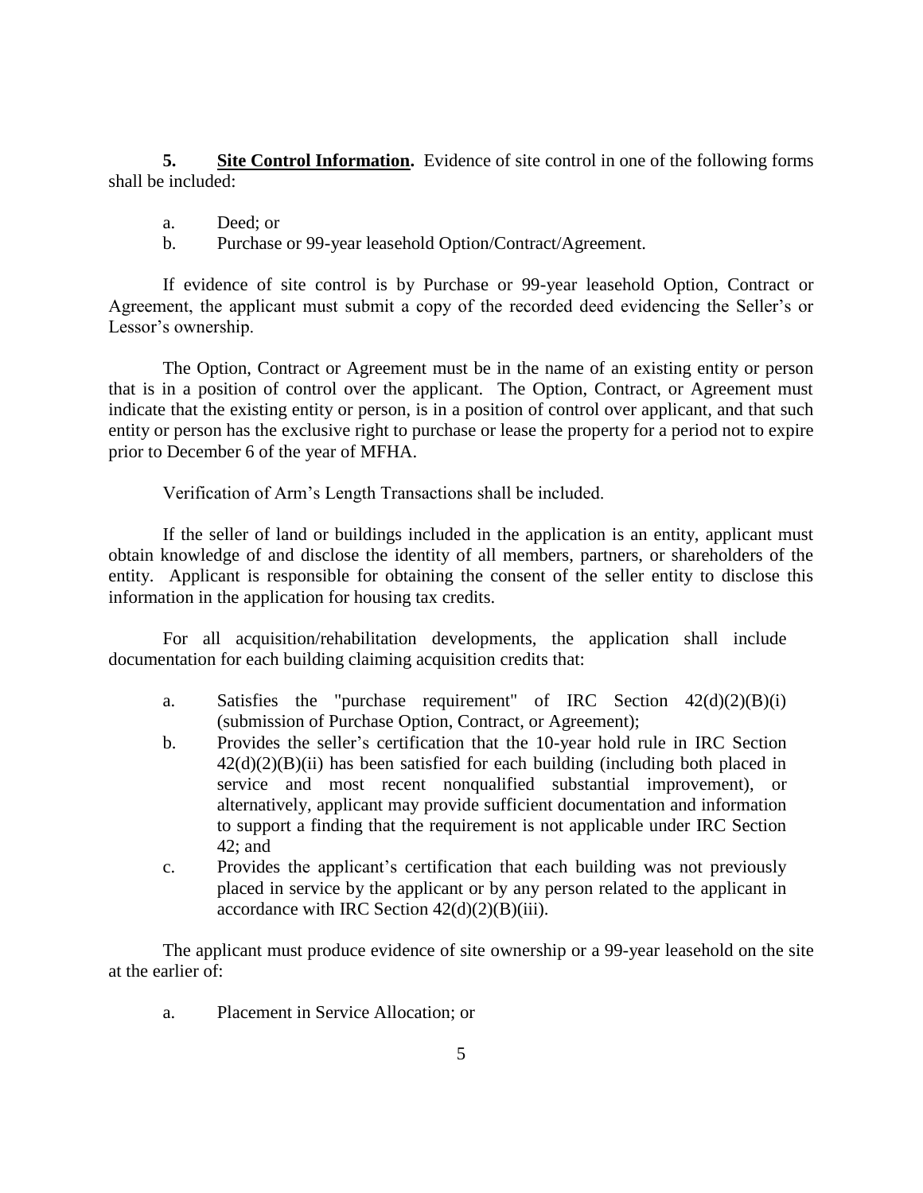**5. Site Control Information.** Evidence of site control in one of the following forms shall be included:

a. Deed; or

b. Purchase or 99-year leasehold Option/Contract/Agreement.

If evidence of site control is by Purchase or 99-year leasehold Option, Contract or Agreement, the applicant must submit a copy of the recorded deed evidencing the Seller's or Lessor's ownership.

The Option, Contract or Agreement must be in the name of an existing entity or person that is in a position of control over the applicant. The Option, Contract, or Agreement must indicate that the existing entity or person, is in a position of control over applicant, and that such entity or person has the exclusive right to purchase or lease the property for a period not to expire prior to December 6 of the year of MFHA.

Verification of Arm's Length Transactions shall be included.

If the seller of land or buildings included in the application is an entity, applicant must obtain knowledge of and disclose the identity of all members, partners, or shareholders of the entity. Applicant is responsible for obtaining the consent of the seller entity to disclose this information in the application for housing tax credits.

For all acquisition/rehabilitation developments, the application shall include documentation for each building claiming acquisition credits that:

a. Satisfies the "purchase requirement" of IRC Section 42(d)(2)(B)(i) (submission of Purchase Option, Contract, or Agreement);

b. Provides the seller's certification that the 10-year hold rule in IRC Section 42(d)(2)(B)(ii) has been satisfied for each building (including both placed in service and most recent nonqualified substantial improvement), or alternatively, applicant may provide sufficient documentation and information to support a finding that the requirement is not applicable under IRC Section 42; and

c. Provides the applicant's certification that each building was not previously placed in service by the applicant or by any person related to the applicant in accordance with IRC Section 42(d)(2)(B)(iii).

The applicant must produce evidence of site ownership or a 99-year leasehold on the site at the earlier of:

a. Placement in Service Allocation; or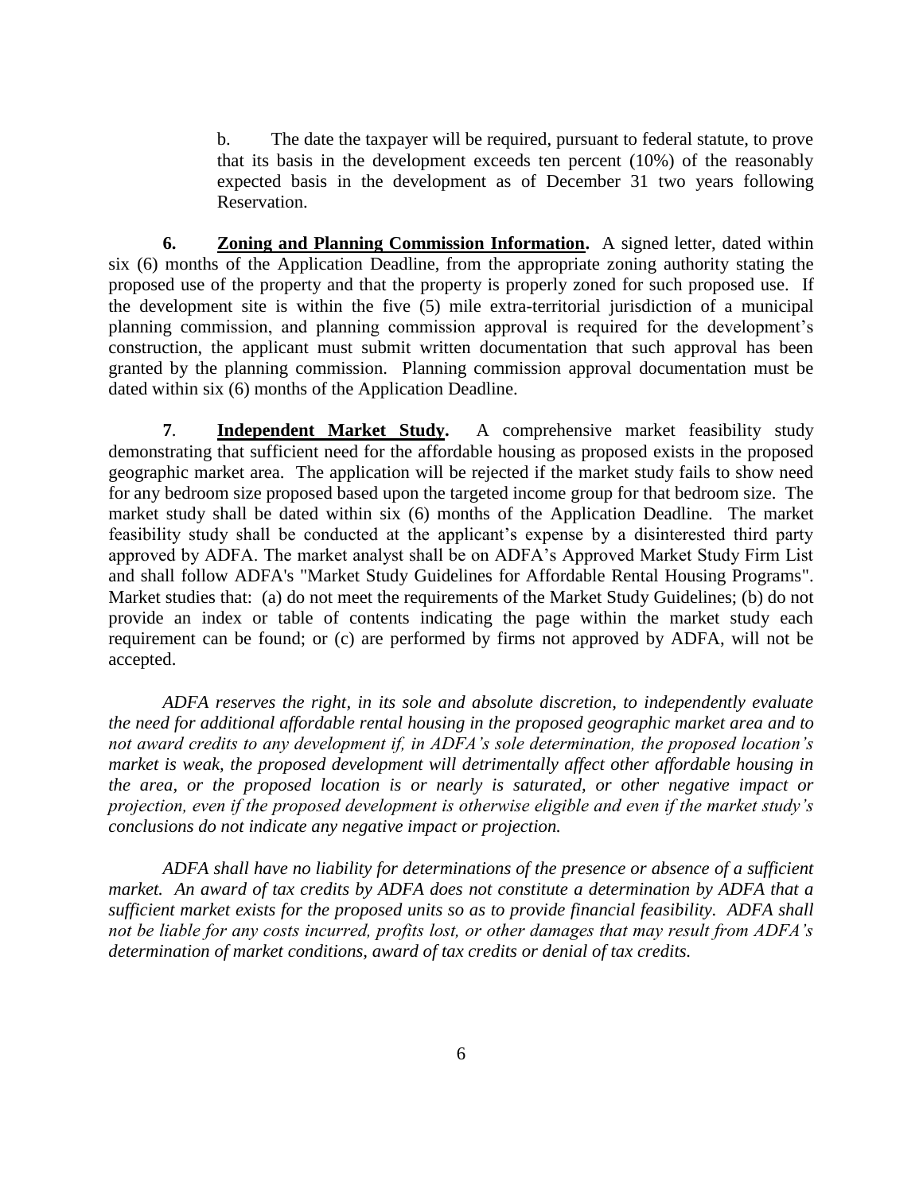b. The date the taxpayer will be required, pursuant to federal statute, to prove that its basis in the development exceeds ten percent (10%) of the reasonably expected basis in the development as of December 31 two years following Reservation.

**6. Zoning and Planning Commission Information.** A signed letter, dated within six (6) months of the Application Deadline, from the appropriate zoning authority stating the proposed use of the property and that the property is properly zoned for such proposed use. If the development site is within the five (5) mile extra-territorial jurisdiction of a municipal planning commission, and planning commission approval is required for the development's construction, the applicant must submit written documentation that such approval has been granted by the planning commission. Planning commission approval documentation must be dated within six (6) months of the Application Deadline.

**7. Independent Market Study.** A comprehensive market feasibility study demonstrating that sufficient need for the affordable housing as proposed exists in the proposed geographic market area. The application will be rejected if the market study fails to show need for any bedroom size proposed based upon the targeted income group for that bedroom size. The market study shall be dated within six (6) months of the Application Deadline. The market feasibility study shall be conducted at the applicant's expense by a disinterested third party approved by ADFA. The market analyst shall be on ADFA's Approved Market Study Firm List and shall follow ADFA's "Market Study Guidelines for Affordable Rental Housing Programs". Market studies that: (a) do not meet the requirements of the Market Study Guidelines; (b) do not provide an index or table of contents indicating the page within the market study each requirement can be found; or (c) are performed by firms not approved by ADFA, will not be accepted.

*ADFA reserves the right, in its sole and absolute discretion, to independently evaluate the need for additional affordable rental housing in the proposed geographic market area and to not award credits to any development if, in ADFA's sole determination, the proposed location's market is weak, the proposed development will detrimentally affect other affordable housing in the area, or the proposed location is or nearly is saturated, or other negative impact or projection, even if the proposed development is otherwise eligible and even if the market study's conclusions do not indicate any negative impact or projection.*

*ADFA shall have no liability for determinations of the presence or absence of a sufficient market. An award of tax credits by ADFA does not constitute a determination by ADFA that a sufficient market exists for the proposed units so as to provide financial feasibility. ADFA shall not be liable for any costs incurred, profits lost, or other damages that may result from ADFA's determination of market conditions, award of tax credits or denial of tax credits.*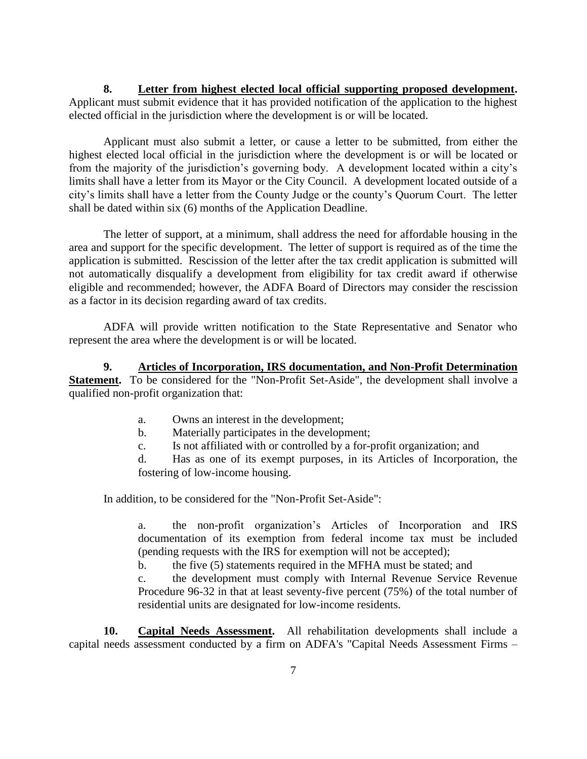**8. <u>Letter from highest elected local official supporting proposed development</u>.** Applicant must submit evidence that it has provided notification of the application to the highest elected official in the jurisdiction where the development is or will be located.

Applicant must also submit a letter, or cause a letter to be submitted, from either the highest elected local official in the jurisdiction where the development is or will be located or from the majority of the jurisdiction's governing body. A development located within a city's limits shall have a letter from its Mayor or the City Council. A development located outside of a city's limits shall have a letter from the County Judge or the county's Quorum Court. The letter shall be dated within six (6) months of the Application Deadline.

The letter of support, at a minimum, shall address the need for affordable housing in the area and support for the specific development. The letter of support is required as of the time the application is submitted. Rescission of the letter after the tax credit application is submitted will not automatically disqualify a development from eligibility for tax credit award if otherwise eligible and recommended; however, the ADFA Board of Directors may consider the rescission as a factor in its decision regarding award of tax credits.

ADFA will provide written notification to the State Representative and Senator who represent the area where the development is or will be located.

**9. <u>Articles of Incorporation, IRS documentation, and Non-Profit Determination Statement</u>.** To be considered for the "Non-Profit Set-Aside", the development shall involve a qualified non-profit organization that:

a. Owns an interest in the development;
b. Materially participates in the development;
c. Is not affiliated with or controlled by a for-profit organization; and
d. Has as one of its exempt purposes, in its Articles of Incorporation, the fostering of low-income housing.

In addition, to be considered for the "Non-Profit Set-Aside":

a. the non-profit organization's Articles of Incorporation and IRS documentation of its exemption from federal income tax must be included (pending requests with the IRS for exemption will not be accepted);
b. the five (5) statements required in the MFHA must be stated; and
c. the development must comply with Internal Revenue Service Revenue Procedure 96-32 in that at least seventy-five percent (75%) of the total number of residential units are designated for low-income residents.

**10. <u>Capital Needs Assessment</u>.** All rehabilitation developments shall include a capital needs assessment conducted by a firm on ADFA's "Capital Needs Assessment Firms –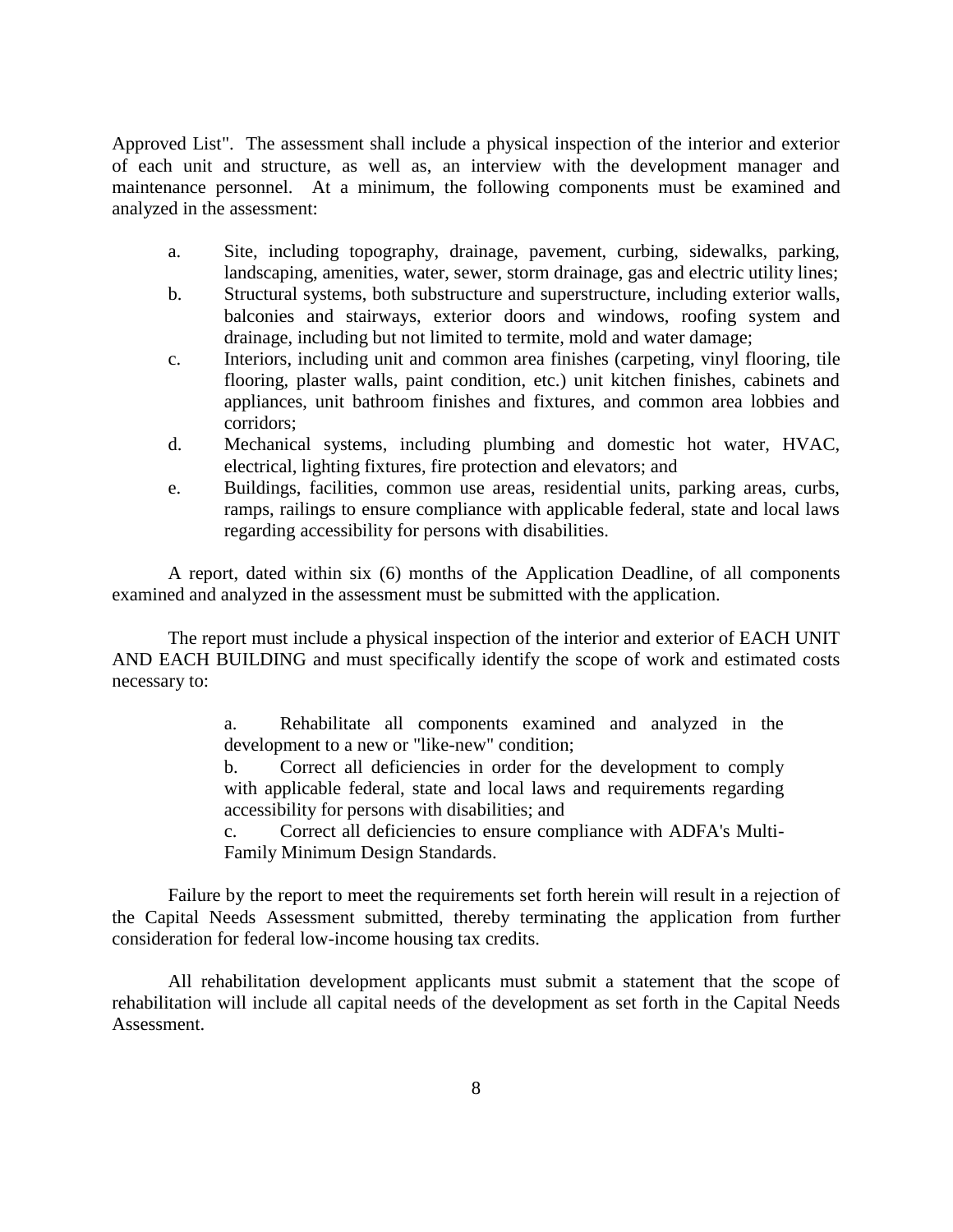Approved List". The assessment shall include a physical inspection of the interior and exterior of each unit and structure, as well as, an interview with the development manager and maintenance personnel. At a minimum, the following components must be examined and analyzed in the assessment:

a. Site, including topography, drainage, pavement, curbing, sidewalks, parking, landscaping, amenities, water, sewer, storm drainage, gas and electric utility lines;
b. Structural systems, both substructure and superstructure, including exterior walls, balconies and stairways, exterior doors and windows, roofing system and drainage, including but not limited to termite, mold and water damage;
c. Interiors, including unit and common area finishes (carpeting, vinyl flooring, tile flooring, plaster walls, paint condition, etc.) unit kitchen finishes, cabinets and appliances, unit bathroom finishes and fixtures, and common area lobbies and corridors;
d. Mechanical systems, including plumbing and domestic hot water, HVAC, electrical, lighting fixtures, fire protection and elevators; and
e. Buildings, facilities, common use areas, residential units, parking areas, curbs, ramps, railings to ensure compliance with applicable federal, state and local laws regarding accessibility for persons with disabilities.

A report, dated within six (6) months of the Application Deadline, of all components examined and analyzed in the assessment must be submitted with the application.

The report must include a physical inspection of the interior and exterior of EACH UNIT AND EACH BUILDING and must specifically identify the scope of work and estimated costs necessary to:

a. Rehabilitate all components examined and analyzed in the development to a new or "like-new" condition;
b. Correct all deficiencies in order for the development to comply with applicable federal, state and local laws and requirements regarding accessibility for persons with disabilities; and
c. Correct all deficiencies to ensure compliance with ADFA's Multi-Family Minimum Design Standards.

Failure by the report to meet the requirements set forth herein will result in a rejection of the Capital Needs Assessment submitted, thereby terminating the application from further consideration for federal low-income housing tax credits.

All rehabilitation development applicants must submit a statement that the scope of rehabilitation will include all capital needs of the development as set forth in the Capital Needs Assessment.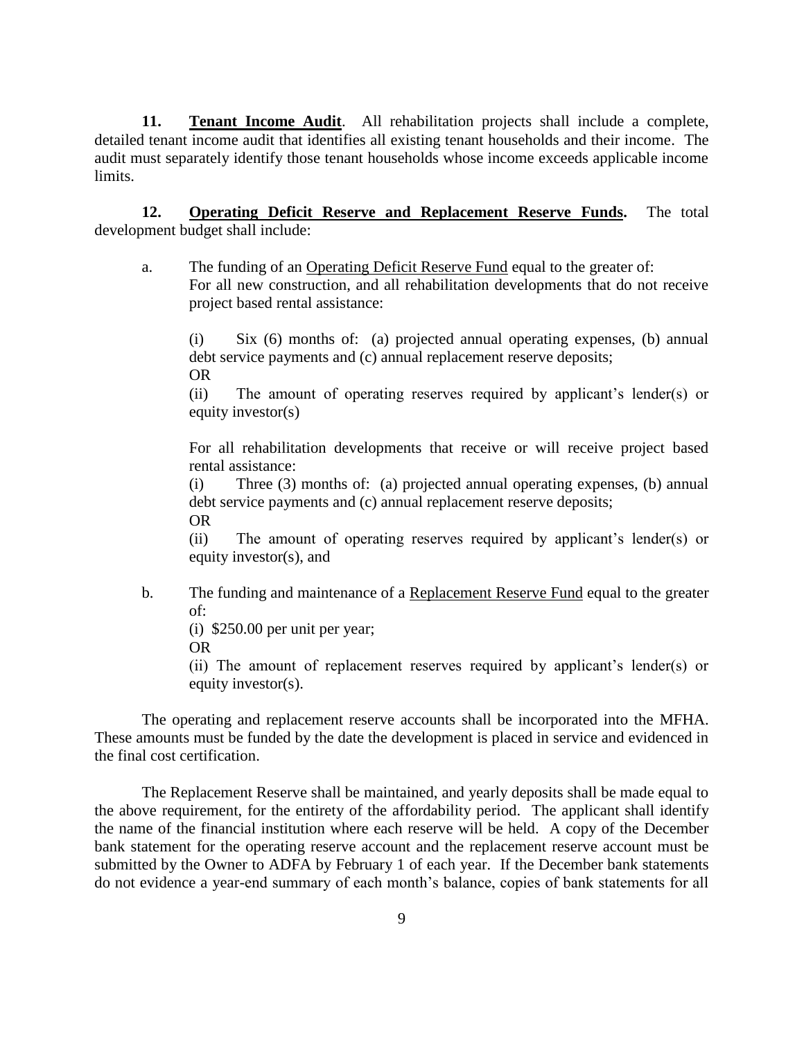**11. <u>Tenant Income Audit</u>**. All rehabilitation projects shall include a complete, detailed tenant income audit that identifies all existing tenant households and their income. The audit must separately identify those tenant households whose income exceeds applicable income limits.

**12. <u>Operating Deficit Reserve and Replacement Reserve Funds</u>.** The total development budget shall include:

a. The funding of an <u>Operating Deficit Reserve Fund</u> equal to the greater of:
For all new construction, and all rehabilitation developments that do not receive project based rental assistance:

(i) Six (6) months of: (a) projected annual operating expenses, (b) annual debt service payments and (c) annual replacement reserve deposits;
OR
(ii) The amount of operating reserves required by applicant's lender(s) or equity investor(s)

For all rehabilitation developments that receive or will receive project based rental assistance:
(i) Three (3) months of: (a) projected annual operating expenses, (b) annual debt service payments and (c) annual replacement reserve deposits;
OR
(ii) The amount of operating reserves required by applicant's lender(s) or equity investor(s), and

b. The funding and maintenance of a <u>Replacement Reserve Fund</u> equal to the greater of:
(i) $250.00 per unit per year;
OR
(ii) The amount of replacement reserves required by applicant's lender(s) or equity investor(s).

The operating and replacement reserve accounts shall be incorporated into the MFHA. These amounts must be funded by the date the development is placed in service and evidenced in the final cost certification.

The Replacement Reserve shall be maintained, and yearly deposits shall be made equal to the above requirement, for the entirety of the affordability period. The applicant shall identify the name of the financial institution where each reserve will be held. A copy of the December bank statement for the operating reserve account and the replacement reserve account must be submitted by the Owner to ADFA by February 1 of each year. If the December bank statements do not evidence a year-end summary of each month's balance, copies of bank statements for all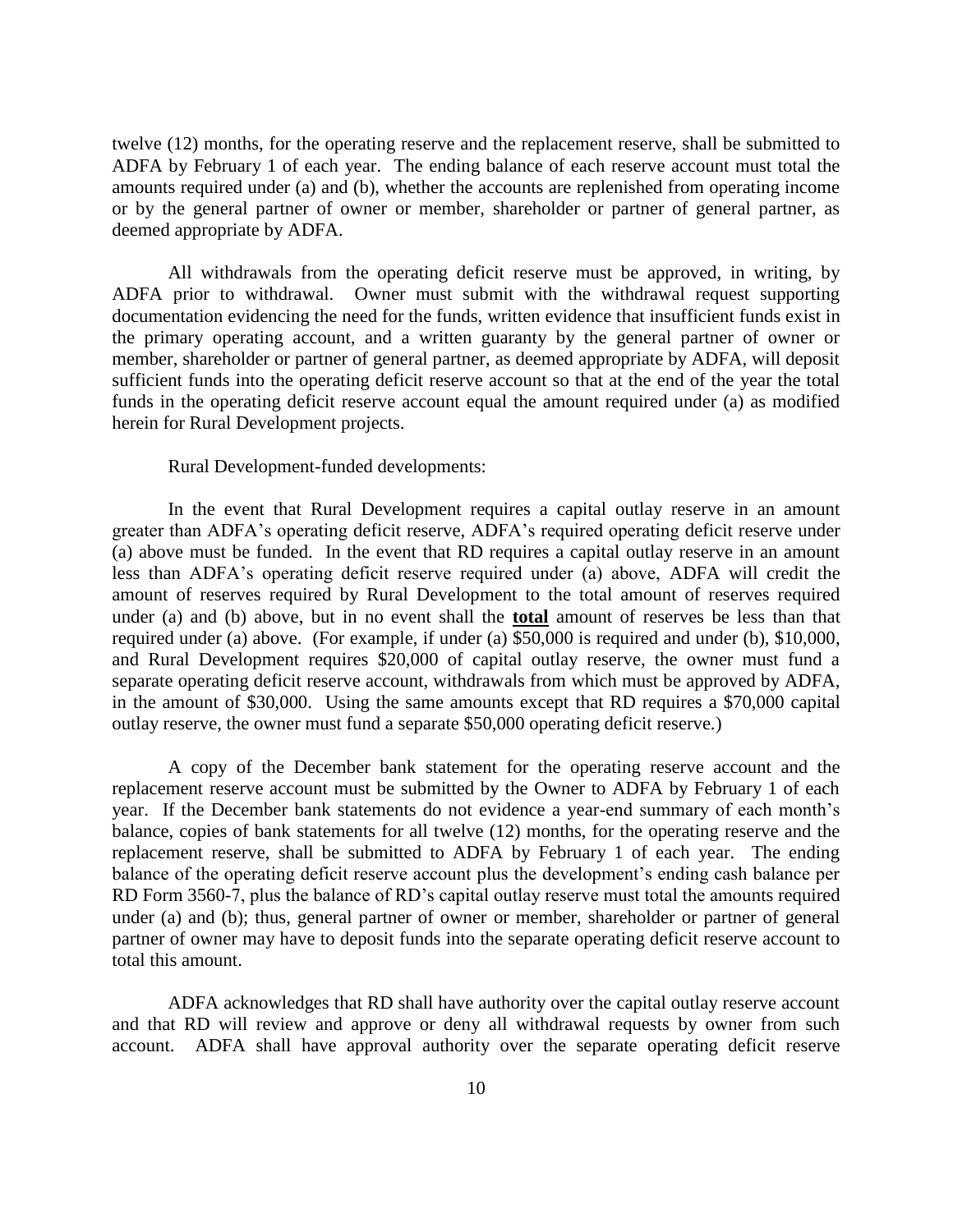twelve (12) months, for the operating reserve and the replacement reserve, shall be submitted to ADFA by February 1 of each year. The ending balance of each reserve account must total the amounts required under (a) and (b), whether the accounts are replenished from operating income or by the general partner of owner or member, shareholder or partner of general partner, as deemed appropriate by ADFA.

All withdrawals from the operating deficit reserve must be approved, in writing, by ADFA prior to withdrawal. Owner must submit with the withdrawal request supporting documentation evidencing the need for the funds, written evidence that insufficient funds exist in the primary operating account, and a written guaranty by the general partner of owner or member, shareholder or partner of general partner, as deemed appropriate by ADFA, will deposit sufficient funds into the operating deficit reserve account so that at the end of the year the total funds in the operating deficit reserve account equal the amount required under (a) as modified herein for Rural Development projects.

Rural Development-funded developments:

In the event that Rural Development requires a capital outlay reserve in an amount greater than ADFA's operating deficit reserve, ADFA's required operating deficit reserve under (a) above must be funded. In the event that RD requires a capital outlay reserve in an amount less than ADFA's operating deficit reserve required under (a) above, ADFA will credit the amount of reserves required by Rural Development to the total amount of reserves required under (a) and (b) above, but in no event shall the <u>**total**</u> amount of reserves be less than that required under (a) above. (For example, if under (a) $50,000 is required and under (b), $10,000, and Rural Development requires $20,000 of capital outlay reserve, the owner must fund a separate operating deficit reserve account, withdrawals from which must be approved by ADFA, in the amount of $30,000. Using the same amounts except that RD requires a $70,000 capital outlay reserve, the owner must fund a separate $50,000 operating deficit reserve.)

A copy of the December bank statement for the operating reserve account and the replacement reserve account must be submitted by the Owner to ADFA by February 1 of each year. If the December bank statements do not evidence a year-end summary of each month's balance, copies of bank statements for all twelve (12) months, for the operating reserve and the replacement reserve, shall be submitted to ADFA by February 1 of each year. The ending balance of the operating deficit reserve account plus the development's ending cash balance per RD Form 3560-7, plus the balance of RD's capital outlay reserve must total the amounts required under (a) and (b); thus, general partner of owner or member, shareholder or partner of general partner of owner may have to deposit funds into the separate operating deficit reserve account to total this amount.

ADFA acknowledges that RD shall have authority over the capital outlay reserve account and that RD will review and approve or deny all withdrawal requests by owner from such account. ADFA shall have approval authority over the separate operating deficit reserve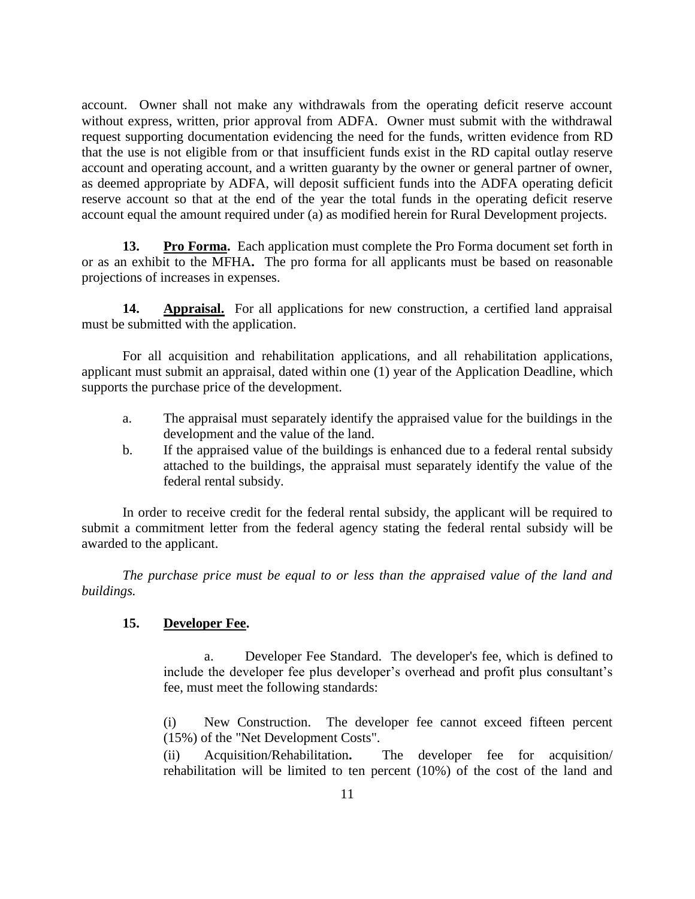account. Owner shall not make any withdrawals from the operating deficit reserve account without express, written, prior approval from ADFA. Owner must submit with the withdrawal request supporting documentation evidencing the need for the funds, written evidence from RD that the use is not eligible from or that insufficient funds exist in the RD capital outlay reserve account and operating account, and a written guaranty by the owner or general partner of owner, as deemed appropriate by ADFA, will deposit sufficient funds into the ADFA operating deficit reserve account so that at the end of the year the total funds in the operating deficit reserve account equal the amount required under (a) as modified herein for Rural Development projects.

**13. Pro Forma.** Each application must complete the Pro Forma document set forth in or as an exhibit to the MFHA**.** The pro forma for all applicants must be based on reasonable projections of increases in expenses.

**14. Appraisal.** For all applications for new construction, a certified land appraisal must be submitted with the application.

For all acquisition and rehabilitation applications, and all rehabilitation applications, applicant must submit an appraisal, dated within one (1) year of the Application Deadline, which supports the purchase price of the development.

a. The appraisal must separately identify the appraised value for the buildings in the development and the value of the land.

b. If the appraised value of the buildings is enhanced due to a federal rental subsidy attached to the buildings, the appraisal must separately identify the value of the federal rental subsidy.

In order to receive credit for the federal rental subsidy, the applicant will be required to submit a commitment letter from the federal agency stating the federal rental subsidy will be awarded to the applicant.

*The purchase price must be equal to or less than the appraised value of the land and buildings.*

**15. Developer Fee.**

a. Developer Fee Standard. The developer's fee, which is defined to include the developer fee plus developer's overhead and profit plus consultant's fee, must meet the following standards:

(i) New Construction. The developer fee cannot exceed fifteen percent (15%) of the "Net Development Costs".

(ii) Acquisition/Rehabilitation**.** The developer fee for acquisition/ rehabilitation will be limited to ten percent (10%) of the cost of the land and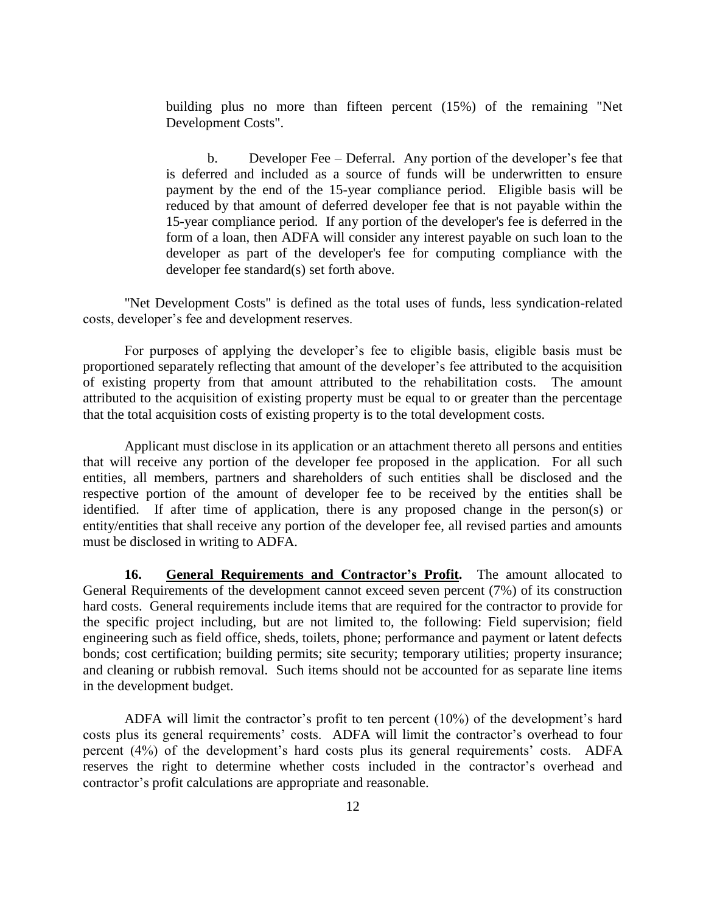building plus no more than fifteen percent (15%) of the remaining "Net Development Costs".

b. Developer Fee – Deferral. Any portion of the developer's fee that is deferred and included as a source of funds will be underwritten to ensure payment by the end of the 15-year compliance period. Eligible basis will be reduced by that amount of deferred developer fee that is not payable within the 15-year compliance period. If any portion of the developer's fee is deferred in the form of a loan, then ADFA will consider any interest payable on such loan to the developer as part of the developer's fee for computing compliance with the developer fee standard(s) set forth above.

"Net Development Costs" is defined as the total uses of funds, less syndication-related costs, developer's fee and development reserves.

For purposes of applying the developer's fee to eligible basis, eligible basis must be proportioned separately reflecting that amount of the developer's fee attributed to the acquisition of existing property from that amount attributed to the rehabilitation costs. The amount attributed to the acquisition of existing property must be equal to or greater than the percentage that the total acquisition costs of existing property is to the total development costs.

Applicant must disclose in its application or an attachment thereto all persons and entities that will receive any portion of the developer fee proposed in the application. For all such entities, all members, partners and shareholders of such entities shall be disclosed and the respective portion of the amount of developer fee to be received by the entities shall be identified. If after time of application, there is any proposed change in the person(s) or entity/entities that shall receive any portion of the developer fee, all revised parties and amounts must be disclosed in writing to ADFA.

**16. General Requirements and Contractor's Profit.** The amount allocated to General Requirements of the development cannot exceed seven percent (7%) of its construction hard costs. General requirements include items that are required for the contractor to provide for the specific project including, but are not limited to, the following: Field supervision; field engineering such as field office, sheds, toilets, phone; performance and payment or latent defects bonds; cost certification; building permits; site security; temporary utilities; property insurance; and cleaning or rubbish removal. Such items should not be accounted for as separate line items in the development budget.

ADFA will limit the contractor's profit to ten percent (10%) of the development's hard costs plus its general requirements' costs. ADFA will limit the contractor's overhead to four percent (4%) of the development's hard costs plus its general requirements' costs. ADFA reserves the right to determine whether costs included in the contractor's overhead and contractor's profit calculations are appropriate and reasonable.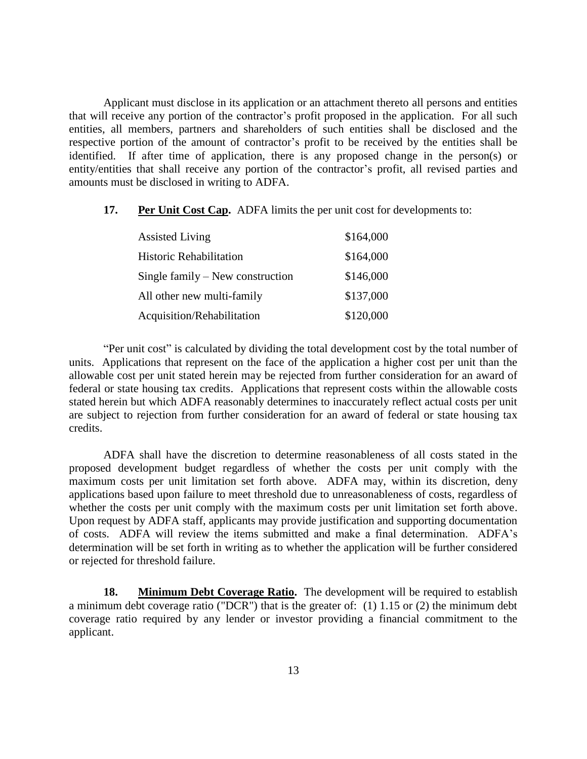Applicant must disclose in its application or an attachment thereto all persons and entities that will receive any portion of the contractor's profit proposed in the application. For all such entities, all members, partners and shareholders of such entities shall be disclosed and the respective portion of the amount of contractor's profit to be received by the entities shall be identified. If after time of application, there is any proposed change in the person(s) or entity/entities that shall receive any portion of the contractor's profit, all revised parties and amounts must be disclosed in writing to ADFA.

**17. Per Unit Cost Cap.** ADFA limits the per unit cost for developments to:

| | |
|---|---|
| Assisted Living | \$164,000 |
| Historic Rehabilitation | \$164,000 |
| Single family – New construction | \$146,000 |
| All other new multi-family | \$137,000 |
| Acquisition/Rehabilitation | \$120,000 |

"Per unit cost" is calculated by dividing the total development cost by the total number of units. Applications that represent on the face of the application a higher cost per unit than the allowable cost per unit stated herein may be rejected from further consideration for an award of federal or state housing tax credits. Applications that represent costs within the allowable costs stated herein but which ADFA reasonably determines to inaccurately reflect actual costs per unit are subject to rejection from further consideration for an award of federal or state housing tax credits.

ADFA shall have the discretion to determine reasonableness of all costs stated in the proposed development budget regardless of whether the costs per unit comply with the maximum costs per unit limitation set forth above. ADFA may, within its discretion, deny applications based upon failure to meet threshold due to unreasonableness of costs, regardless of whether the costs per unit comply with the maximum costs per unit limitation set forth above. Upon request by ADFA staff, applicants may provide justification and supporting documentation of costs. ADFA will review the items submitted and make a final determination. ADFA's determination will be set forth in writing as to whether the application will be further considered or rejected for threshold failure.

**18. Minimum Debt Coverage Ratio.** The development will be required to establish a minimum debt coverage ratio ("DCR") that is the greater of: (1) 1.15 or (2) the minimum debt coverage ratio required by any lender or investor providing a financial commitment to the applicant.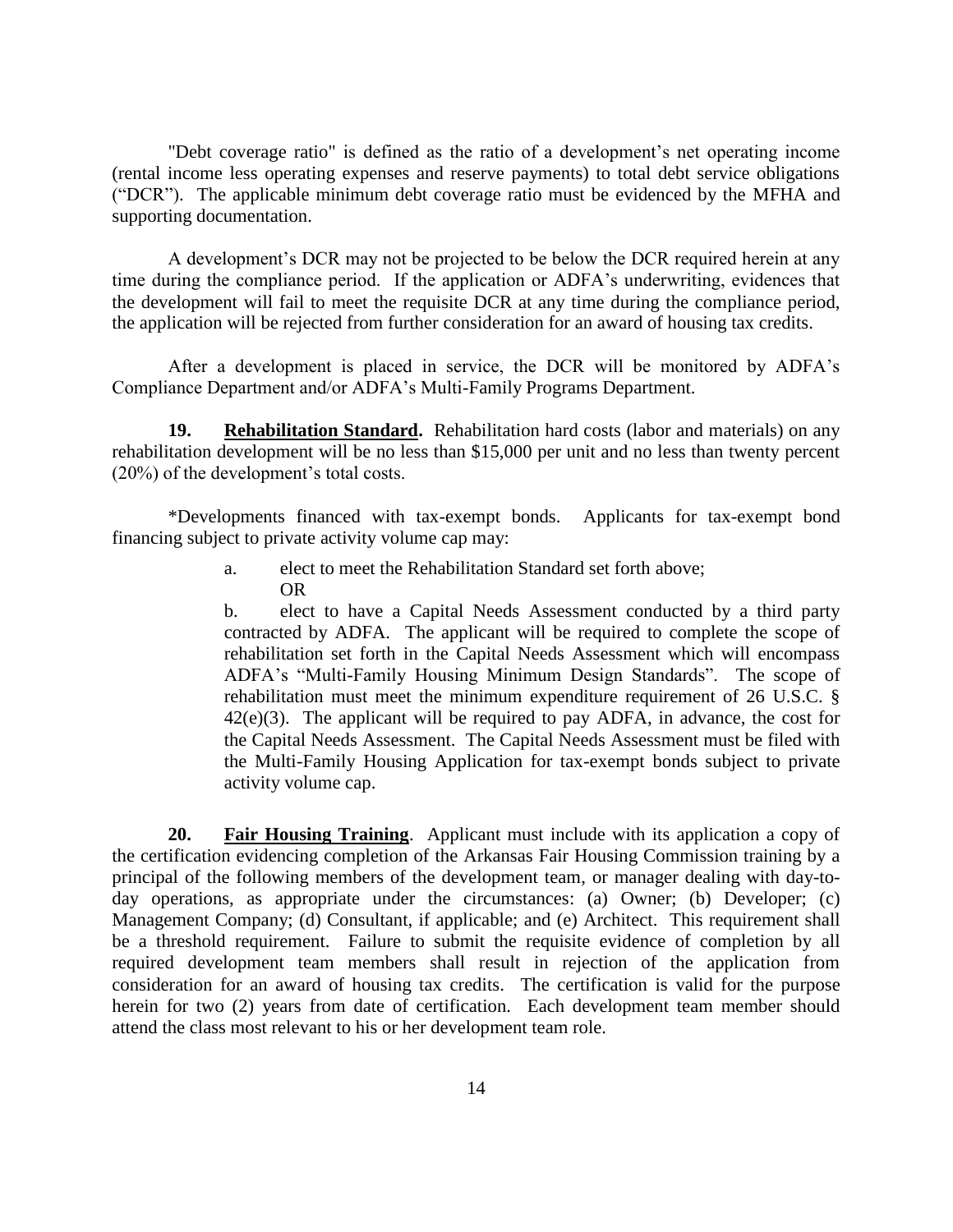"Debt coverage ratio" is defined as the ratio of a development's net operating income (rental income less operating expenses and reserve payments) to total debt service obligations ("DCR"). The applicable minimum debt coverage ratio must be evidenced by the MFHA and supporting documentation.

A development's DCR may not be projected to be below the DCR required herein at any time during the compliance period. If the application or ADFA's underwriting, evidences that the development will fail to meet the requisite DCR at any time during the compliance period, the application will be rejected from further consideration for an award of housing tax credits.

After a development is placed in service, the DCR will be monitored by ADFA's Compliance Department and/or ADFA's Multi-Family Programs Department.

**19. Rehabilitation Standard.** Rehabilitation hard costs (labor and materials) on any rehabilitation development will be no less than $15,000 per unit and no less than twenty percent (20%) of the development's total costs.

*Developments financed with tax-exempt bonds. Applicants for tax-exempt bond financing subject to private activity volume cap may:

a. elect to meet the Rehabilitation Standard set forth above;
OR

b. elect to have a Capital Needs Assessment conducted by a third party contracted by ADFA. The applicant will be required to complete the scope of rehabilitation set forth in the Capital Needs Assessment which will encompass ADFA's "Multi-Family Housing Minimum Design Standards". The scope of rehabilitation must meet the minimum expenditure requirement of 26 U.S.C. § 42(e)(3). The applicant will be required to pay ADFA, in advance, the cost for the Capital Needs Assessment. The Capital Needs Assessment must be filed with the Multi-Family Housing Application for tax-exempt bonds subject to private activity volume cap.

**20. Fair Housing Training**. Applicant must include with its application a copy of the certification evidencing completion of the Arkansas Fair Housing Commission training by a principal of the following members of the development team, or manager dealing with day-to-day operations, as appropriate under the circumstances: (a) Owner; (b) Developer; (c) Management Company; (d) Consultant, if applicable; and (e) Architect. This requirement shall be a threshold requirement. Failure to submit the requisite evidence of completion by all required development team members shall result in rejection of the application from consideration for an award of housing tax credits. The certification is valid for the purpose herein for two (2) years from date of certification. Each development team member should attend the class most relevant to his or her development team role.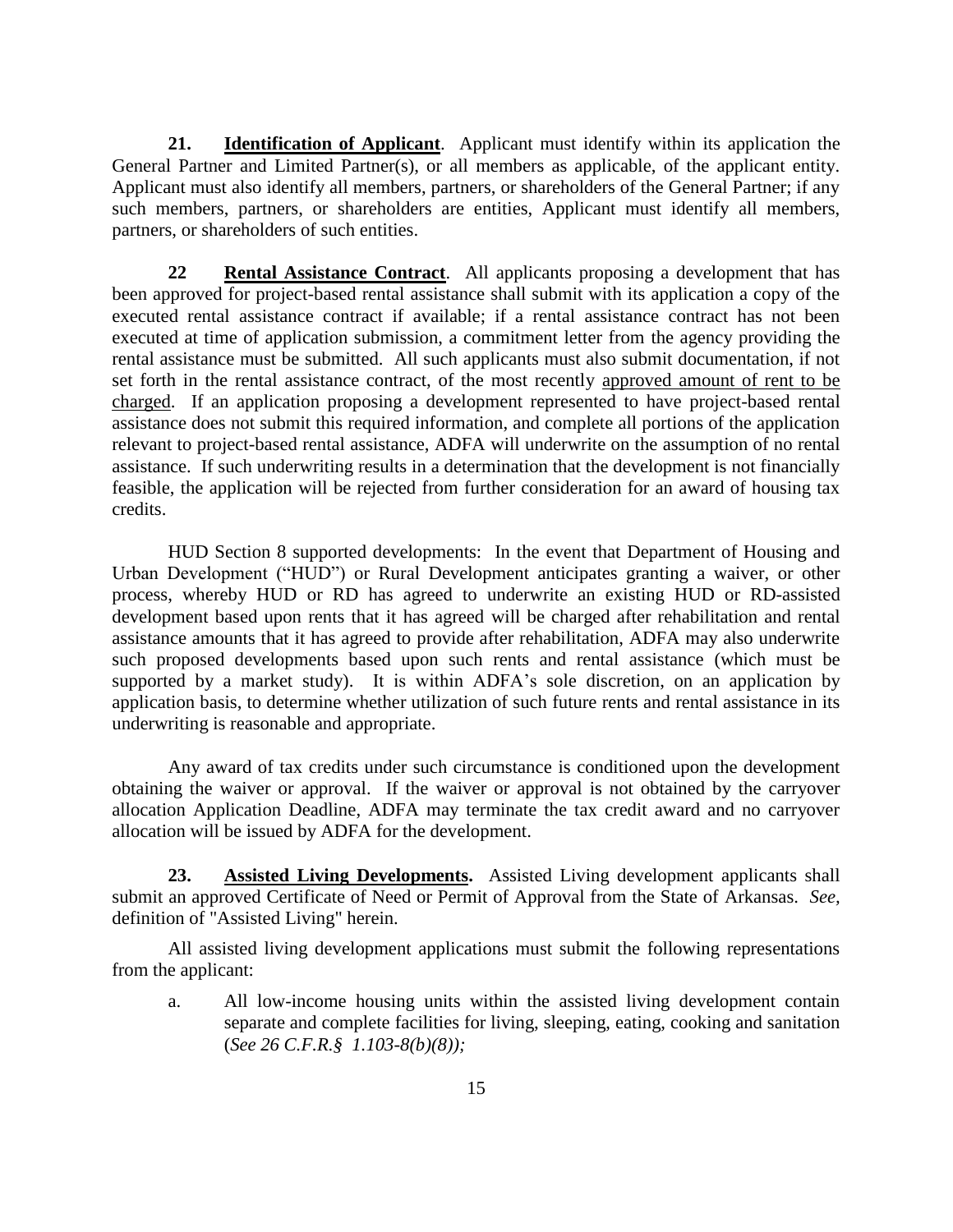**21. Identification of Applicant**. Applicant must identify within its application the General Partner and Limited Partner(s), or all members as applicable, of the applicant entity. Applicant must also identify all members, partners, or shareholders of the General Partner; if any such members, partners, or shareholders are entities, Applicant must identify all members, partners, or shareholders of such entities.

**22 Rental Assistance Contract**. All applicants proposing a development that has been approved for project-based rental assistance shall submit with its application a copy of the executed rental assistance contract if available; if a rental assistance contract has not been executed at time of application submission, a commitment letter from the agency providing the rental assistance must be submitted. All such applicants must also submit documentation, if not set forth in the rental assistance contract, of the most recently approved amount of rent to be charged. If an application proposing a development represented to have project-based rental assistance does not submit this required information, and complete all portions of the application relevant to project-based rental assistance, ADFA will underwrite on the assumption of no rental assistance. If such underwriting results in a determination that the development is not financially feasible, the application will be rejected from further consideration for an award of housing tax credits.

HUD Section 8 supported developments: In the event that Department of Housing and Urban Development ("HUD") or Rural Development anticipates granting a waiver, or other process, whereby HUD or RD has agreed to underwrite an existing HUD or RD-assisted development based upon rents that it has agreed will be charged after rehabilitation and rental assistance amounts that it has agreed to provide after rehabilitation, ADFA may also underwrite such proposed developments based upon such rents and rental assistance (which must be supported by a market study). It is within ADFA's sole discretion, on an application by application basis, to determine whether utilization of such future rents and rental assistance in its underwriting is reasonable and appropriate.

Any award of tax credits under such circumstance is conditioned upon the development obtaining the waiver or approval. If the waiver or approval is not obtained by the carryover allocation Application Deadline, ADFA may terminate the tax credit award and no carryover allocation will be issued by ADFA for the development.

**23. Assisted Living Developments.** Assisted Living development applicants shall submit an approved Certificate of Need or Permit of Approval from the State of Arkansas. *See,* definition of "Assisted Living" herein.

All assisted living development applications must submit the following representations from the applicant:

a. All low-income housing units within the assisted living development contain separate and complete facilities for living, sleeping, eating, cooking and sanitation (*See 26 C.F.R.§ 1.103-8(b)(8));*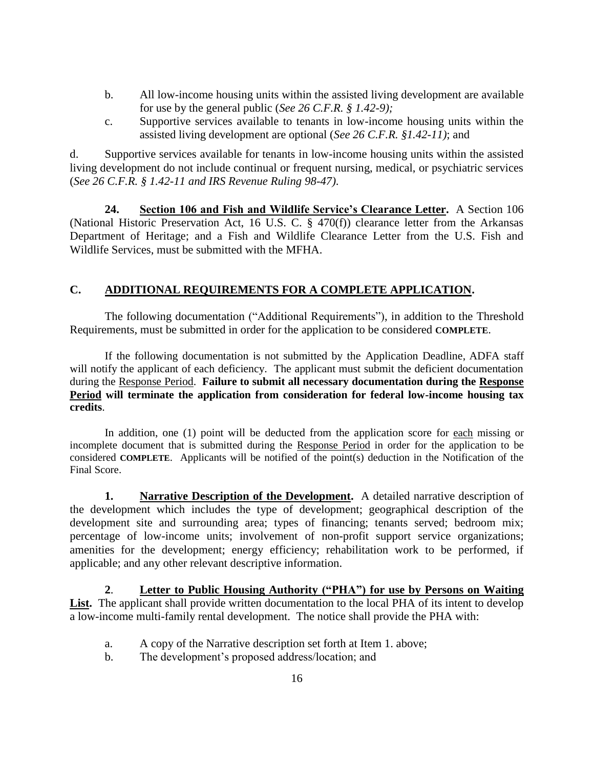b. All low-income housing units within the assisted living development are available for use by the general public (*See 26 C.F.R. § 1.42-9);*

c. Supportive services available to tenants in low-income housing units within the assisted living development are optional (*See 26 C.F.R. §1.42-11)*; and

d. Supportive services available for tenants in low-income housing units within the assisted living development do not include continual or frequent nursing, medical, or psychiatric services (*See 26 C.F.R. § 1.42-11 and IRS Revenue Ruling 98-47)*.

**24. <u>Section 106 and Fish and Wildlife Service's Clearance Letter</u>.** A Section 106 (National Historic Preservation Act, 16 U.S. C. § 470(f)) clearance letter from the Arkansas Department of Heritage; and a Fish and Wildlife Clearance Letter from the U.S. Fish and Wildlife Services, must be submitted with the MFHA.

## C. <u>ADDITIONAL REQUIREMENTS FOR A COMPLETE APPLICATION</u>.

The following documentation ("Additional Requirements"), in addition to the Threshold Requirements, must be submitted in order for the application to be considered **COMPLETE**.

If the following documentation is not submitted by the Application Deadline, ADFA staff will notify the applicant of each deficiency. The applicant must submit the deficient documentation during the <u>Response Period</u>. **Failure to submit all necessary documentation during the <u>Response Period</u> will terminate the application from consideration for federal low-income housing tax credits**.

In addition, one (1) point will be deducted from the application score for <u>each</u> missing or incomplete document that is submitted during the <u>Response Period</u> in order for the application to be considered **COMPLETE**. Applicants will be notified of the point(s) deduction in the Notification of the Final Score.

**1. <u>Narrative Description of the Development</u>.** A detailed narrative description of the development which includes the type of development; geographical description of the development site and surrounding area; types of financing; tenants served; bedroom mix; percentage of low-income units; involvement of non-profit support service organizations; amenities for the development; energy efficiency; rehabilitation work to be performed, if applicable; and any other relevant descriptive information.

**2**. **<u>Letter to Public Housing Authority ("PHA") for use by Persons on Waiting List</u>.** The applicant shall provide written documentation to the local PHA of its intent to develop a low-income multi-family rental development. The notice shall provide the PHA with:

a. A copy of the Narrative description set forth at Item 1. above;

b. The development's proposed address/location; and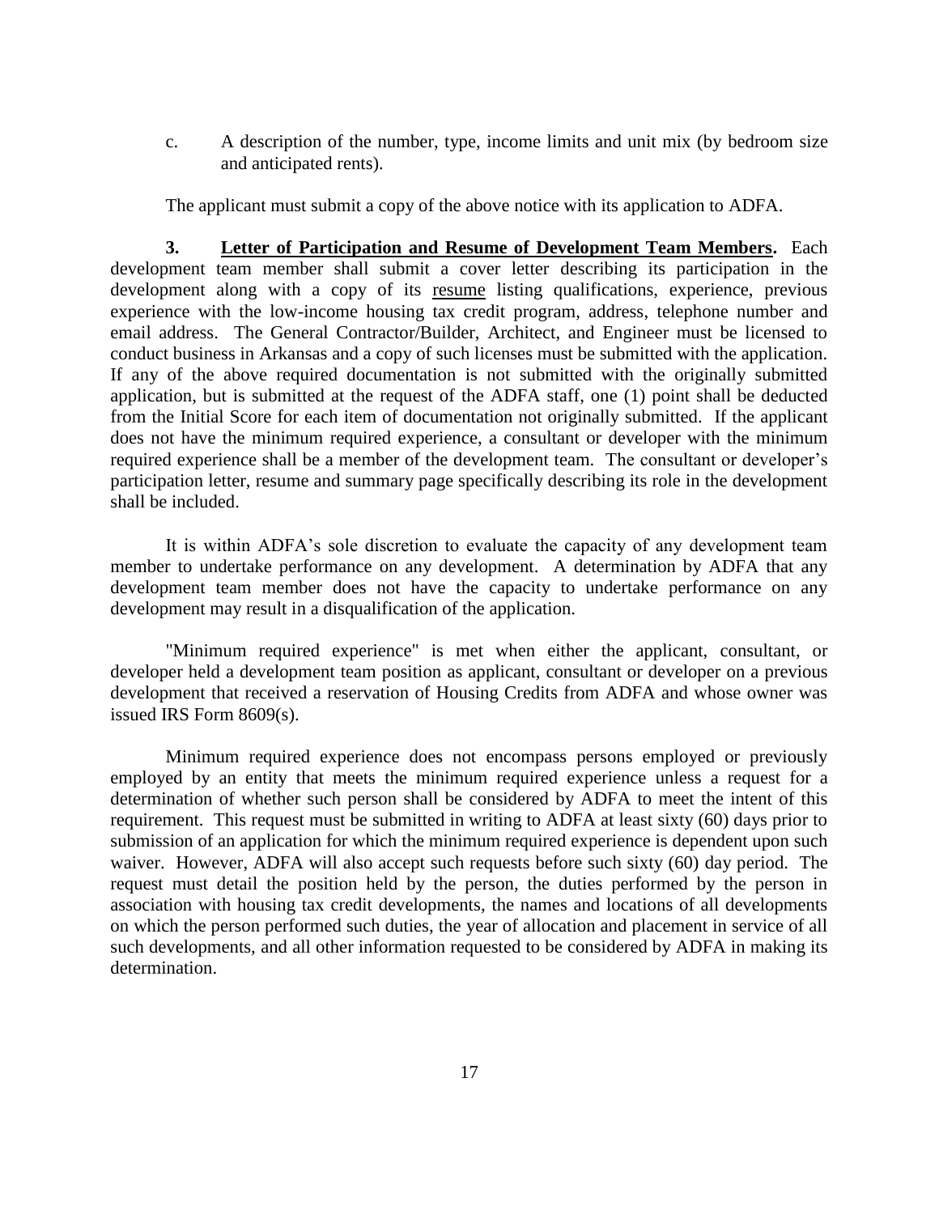c. A description of the number, type, income limits and unit mix (by bedroom size and anticipated rents).

The applicant must submit a copy of the above notice with its application to ADFA.

**3. Letter of Participation and Resume of Development Team Members.** Each development team member shall submit a cover letter describing its participation in the development along with a copy of its resume listing qualifications, experience, previous experience with the low-income housing tax credit program, address, telephone number and email address. The General Contractor/Builder, Architect, and Engineer must be licensed to conduct business in Arkansas and a copy of such licenses must be submitted with the application. If any of the above required documentation is not submitted with the originally submitted application, but is submitted at the request of the ADFA staff, one (1) point shall be deducted from the Initial Score for each item of documentation not originally submitted. If the applicant does not have the minimum required experience, a consultant or developer with the minimum required experience shall be a member of the development team. The consultant or developer's participation letter, resume and summary page specifically describing its role in the development shall be included.

It is within ADFA's sole discretion to evaluate the capacity of any development team member to undertake performance on any development. A determination by ADFA that any development team member does not have the capacity to undertake performance on any development may result in a disqualification of the application.

"Minimum required experience" is met when either the applicant, consultant, or developer held a development team position as applicant, consultant or developer on a previous development that received a reservation of Housing Credits from ADFA and whose owner was issued IRS Form 8609(s).

Minimum required experience does not encompass persons employed or previously employed by an entity that meets the minimum required experience unless a request for a determination of whether such person shall be considered by ADFA to meet the intent of this requirement. This request must be submitted in writing to ADFA at least sixty (60) days prior to submission of an application for which the minimum required experience is dependent upon such waiver. However, ADFA will also accept such requests before such sixty (60) day period. The request must detail the position held by the person, the duties performed by the person in association with housing tax credit developments, the names and locations of all developments on which the person performed such duties, the year of allocation and placement in service of all such developments, and all other information requested to be considered by ADFA in making its determination.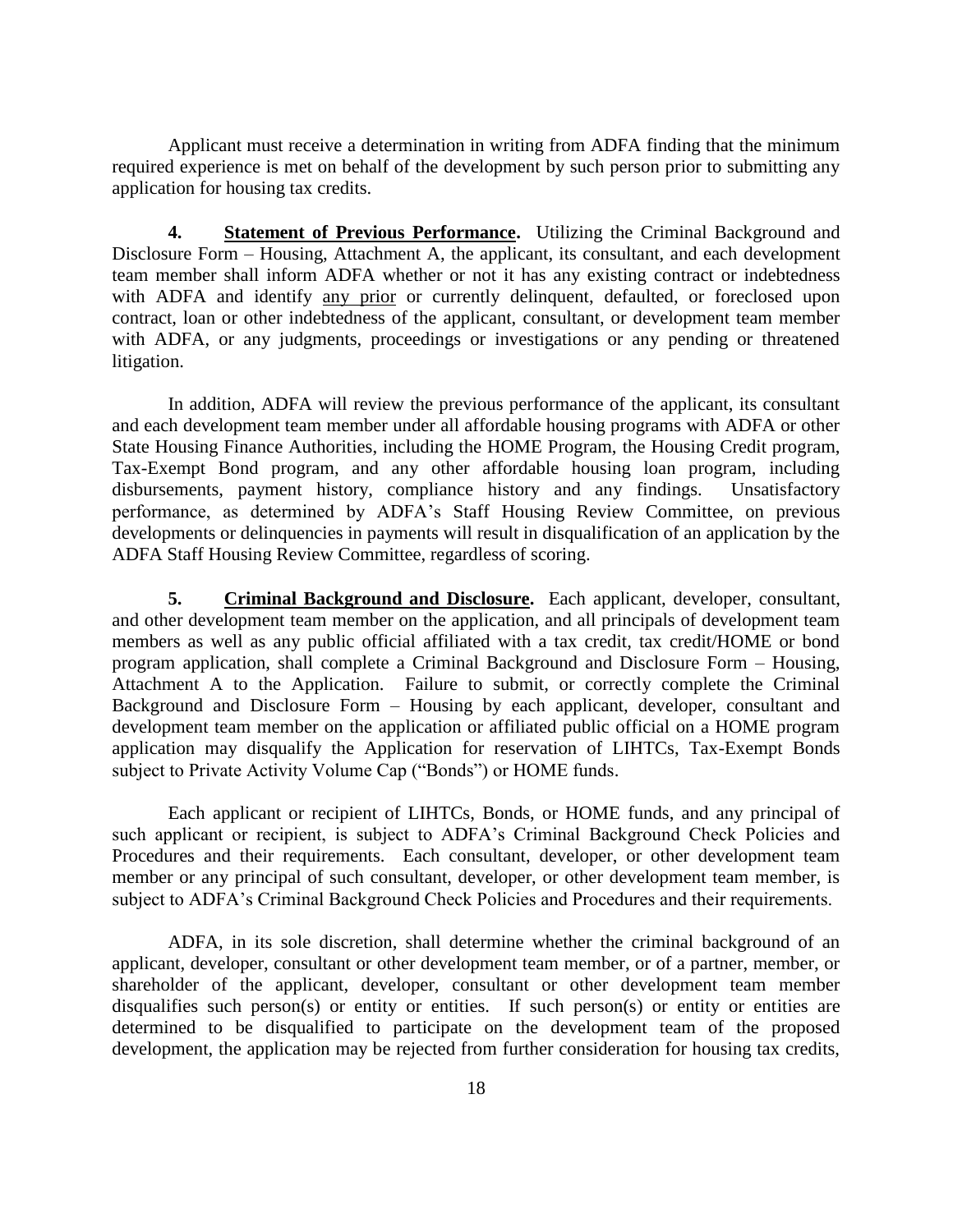Applicant must receive a determination in writing from ADFA finding that the minimum required experience is met on behalf of the development by such person prior to submitting any application for housing tax credits.

**4. Statement of Previous Performance.** Utilizing the Criminal Background and Disclosure Form – Housing, Attachment A, the applicant, its consultant, and each development team member shall inform ADFA whether or not it has any existing contract or indebtedness with ADFA and identify <u>any prior</u> or currently delinquent, defaulted, or foreclosed upon contract, loan or other indebtedness of the applicant, consultant, or development team member with ADFA, or any judgments, proceedings or investigations or any pending or threatened litigation.

In addition, ADFA will review the previous performance of the applicant, its consultant and each development team member under all affordable housing programs with ADFA or other State Housing Finance Authorities, including the HOME Program, the Housing Credit program, Tax-Exempt Bond program, and any other affordable housing loan program, including disbursements, payment history, compliance history and any findings. Unsatisfactory performance, as determined by ADFA's Staff Housing Review Committee, on previous developments or delinquencies in payments will result in disqualification of an application by the ADFA Staff Housing Review Committee, regardless of scoring.

**5. Criminal Background and Disclosure.** Each applicant, developer, consultant, and other development team member on the application, and all principals of development team members as well as any public official affiliated with a tax credit, tax credit/HOME or bond program application, shall complete a Criminal Background and Disclosure Form – Housing, Attachment A to the Application. Failure to submit, or correctly complete the Criminal Background and Disclosure Form – Housing by each applicant, developer, consultant and development team member on the application or affiliated public official on a HOME program application may disqualify the Application for reservation of LIHTCs, Tax-Exempt Bonds subject to Private Activity Volume Cap ("Bonds") or HOME funds.

Each applicant or recipient of LIHTCs, Bonds, or HOME funds, and any principal of such applicant or recipient, is subject to ADFA's Criminal Background Check Policies and Procedures and their requirements. Each consultant, developer, or other development team member or any principal of such consultant, developer, or other development team member, is subject to ADFA's Criminal Background Check Policies and Procedures and their requirements.

ADFA, in its sole discretion, shall determine whether the criminal background of an applicant, developer, consultant or other development team member, or of a partner, member, or shareholder of the applicant, developer, consultant or other development team member disqualifies such person(s) or entity or entities. If such person(s) or entity or entities are determined to be disqualified to participate on the development team of the proposed development, the application may be rejected from further consideration for housing tax credits,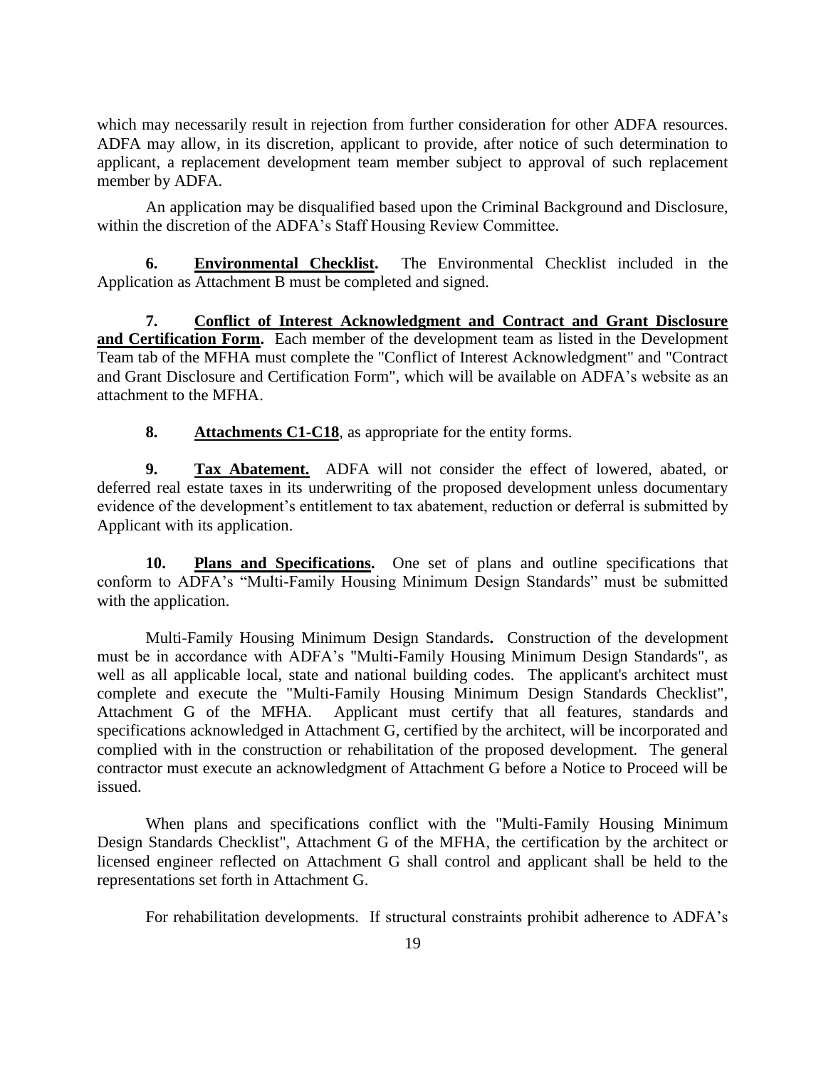which may necessarily result in rejection from further consideration for other ADFA resources. ADFA may allow, in its discretion, applicant to provide, after notice of such determination to applicant, a replacement development team member subject to approval of such replacement member by ADFA.

An application may be disqualified based upon the Criminal Background and Disclosure, within the discretion of the ADFA's Staff Housing Review Committee.

**6. Environmental Checklist.** The Environmental Checklist included in the Application as Attachment B must be completed and signed.

**7. Conflict of Interest Acknowledgment and Contract and Grant Disclosure and Certification Form.** Each member of the development team as listed in the Development Team tab of the MFHA must complete the "Conflict of Interest Acknowledgment" and "Contract and Grant Disclosure and Certification Form", which will be available on ADFA's website as an attachment to the MFHA.

**8. Attachments C1-C18**, as appropriate for the entity forms.

**9. Tax Abatement.** ADFA will not consider the effect of lowered, abated, or deferred real estate taxes in its underwriting of the proposed development unless documentary evidence of the development's entitlement to tax abatement, reduction or deferral is submitted by Applicant with its application.

**10. Plans and Specifications.** One set of plans and outline specifications that conform to ADFA's "Multi-Family Housing Minimum Design Standards" must be submitted with the application.

Multi-Family Housing Minimum Design Standards**.** Construction of the development must be in accordance with ADFA's "Multi-Family Housing Minimum Design Standards", as well as all applicable local, state and national building codes. The applicant's architect must complete and execute the "Multi-Family Housing Minimum Design Standards Checklist", Attachment G of the MFHA. Applicant must certify that all features, standards and specifications acknowledged in Attachment G, certified by the architect, will be incorporated and complied with in the construction or rehabilitation of the proposed development. The general contractor must execute an acknowledgment of Attachment G before a Notice to Proceed will be issued.

When plans and specifications conflict with the "Multi-Family Housing Minimum Design Standards Checklist", Attachment G of the MFHA, the certification by the architect or licensed engineer reflected on Attachment G shall control and applicant shall be held to the representations set forth in Attachment G.

For rehabilitation developments. If structural constraints prohibit adherence to ADFA's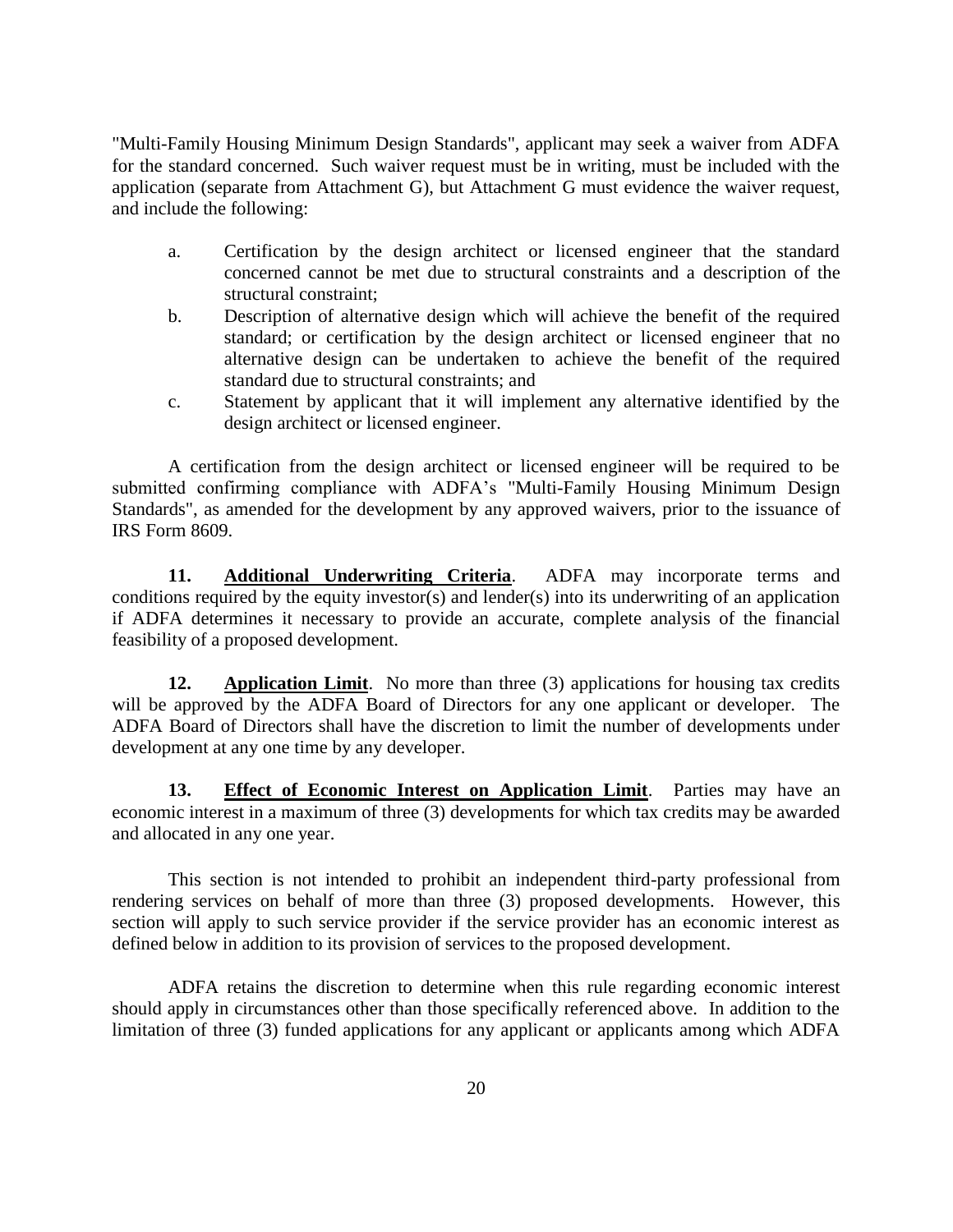"Multi-Family Housing Minimum Design Standards", applicant may seek a waiver from ADFA for the standard concerned. Such waiver request must be in writing, must be included with the application (separate from Attachment G), but Attachment G must evidence the waiver request, and include the following:

a. Certification by the design architect or licensed engineer that the standard concerned cannot be met due to structural constraints and a description of the structural constraint;

b. Description of alternative design which will achieve the benefit of the required standard; or certification by the design architect or licensed engineer that no alternative design can be undertaken to achieve the benefit of the required standard due to structural constraints; and

c. Statement by applicant that it will implement any alternative identified by the design architect or licensed engineer.

A certification from the design architect or licensed engineer will be required to be submitted confirming compliance with ADFA's "Multi-Family Housing Minimum Design Standards", as amended for the development by any approved waivers, prior to the issuance of IRS Form 8609.

**11. Additional Underwriting Criteria**. ADFA may incorporate terms and conditions required by the equity investor(s) and lender(s) into its underwriting of an application if ADFA determines it necessary to provide an accurate, complete analysis of the financial feasibility of a proposed development.

**12. Application Limit**. No more than three (3) applications for housing tax credits will be approved by the ADFA Board of Directors for any one applicant or developer. The ADFA Board of Directors shall have the discretion to limit the number of developments under development at any one time by any developer.

**13. Effect of Economic Interest on Application Limit**. Parties may have an economic interest in a maximum of three (3) developments for which tax credits may be awarded and allocated in any one year.

This section is not intended to prohibit an independent third-party professional from rendering services on behalf of more than three (3) proposed developments. However, this section will apply to such service provider if the service provider has an economic interest as defined below in addition to its provision of services to the proposed development.

ADFA retains the discretion to determine when this rule regarding economic interest should apply in circumstances other than those specifically referenced above. In addition to the limitation of three (3) funded applications for any applicant or applicants among which ADFA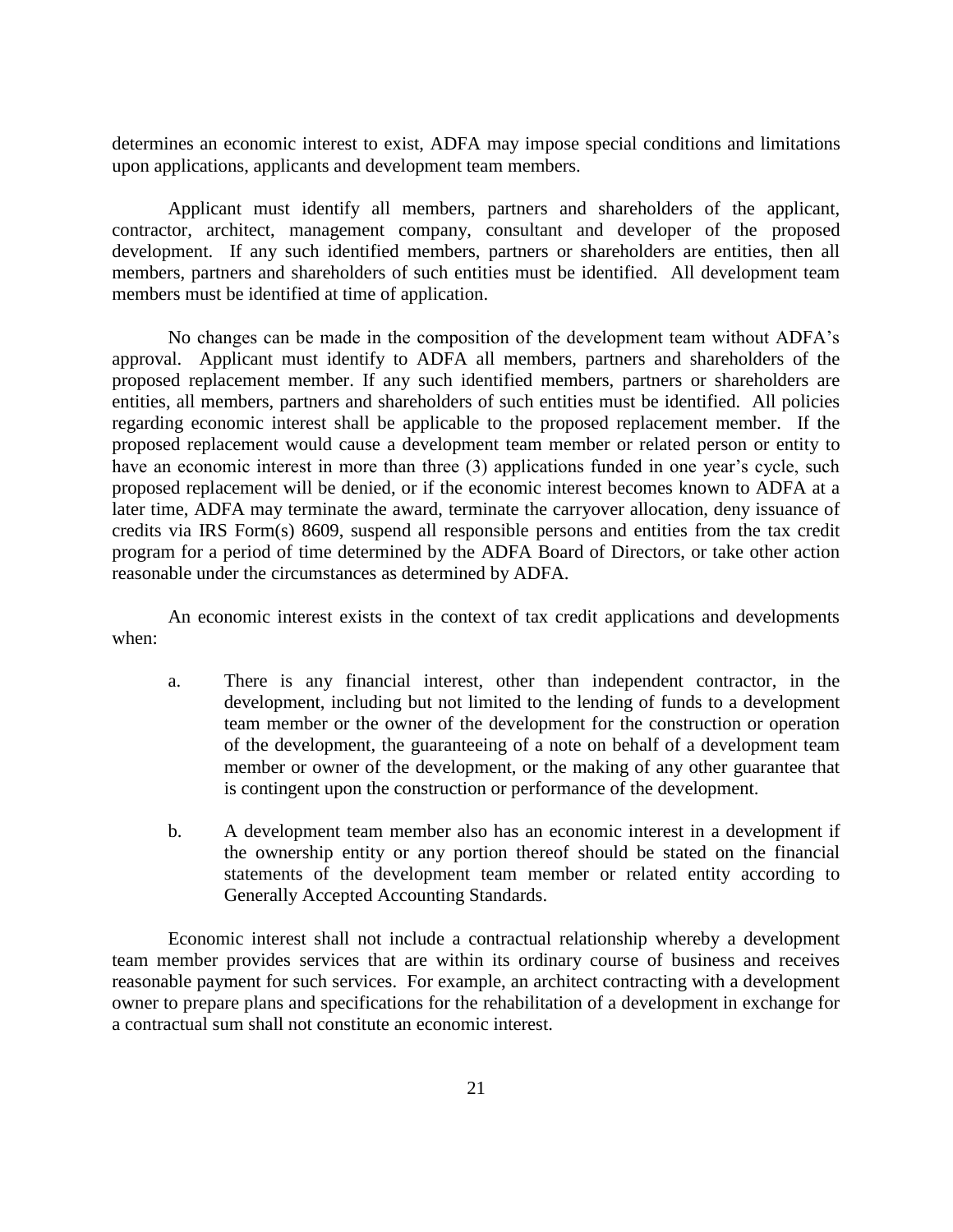determines an economic interest to exist, ADFA may impose special conditions and limitations upon applications, applicants and development team members.

Applicant must identify all members, partners and shareholders of the applicant, contractor, architect, management company, consultant and developer of the proposed development. If any such identified members, partners or shareholders are entities, then all members, partners and shareholders of such entities must be identified. All development team members must be identified at time of application.

No changes can be made in the composition of the development team without ADFA's approval. Applicant must identify to ADFA all members, partners and shareholders of the proposed replacement member. If any such identified members, partners or shareholders are entities, all members, partners and shareholders of such entities must be identified. All policies regarding economic interest shall be applicable to the proposed replacement member. If the proposed replacement would cause a development team member or related person or entity to have an economic interest in more than three (3) applications funded in one year's cycle, such proposed replacement will be denied, or if the economic interest becomes known to ADFA at a later time, ADFA may terminate the award, terminate the carryover allocation, deny issuance of credits via IRS Form(s) 8609, suspend all responsible persons and entities from the tax credit program for a period of time determined by the ADFA Board of Directors, or take other action reasonable under the circumstances as determined by ADFA.

An economic interest exists in the context of tax credit applications and developments when:

a. There is any financial interest, other than independent contractor, in the development, including but not limited to the lending of funds to a development team member or the owner of the development for the construction or operation of the development, the guaranteeing of a note on behalf of a development team member or owner of the development, or the making of any other guarantee that is contingent upon the construction or performance of the development.

b. A development team member also has an economic interest in a development if the ownership entity or any portion thereof should be stated on the financial statements of the development team member or related entity according to Generally Accepted Accounting Standards.

Economic interest shall not include a contractual relationship whereby a development team member provides services that are within its ordinary course of business and receives reasonable payment for such services. For example, an architect contracting with a development owner to prepare plans and specifications for the rehabilitation of a development in exchange for a contractual sum shall not constitute an economic interest.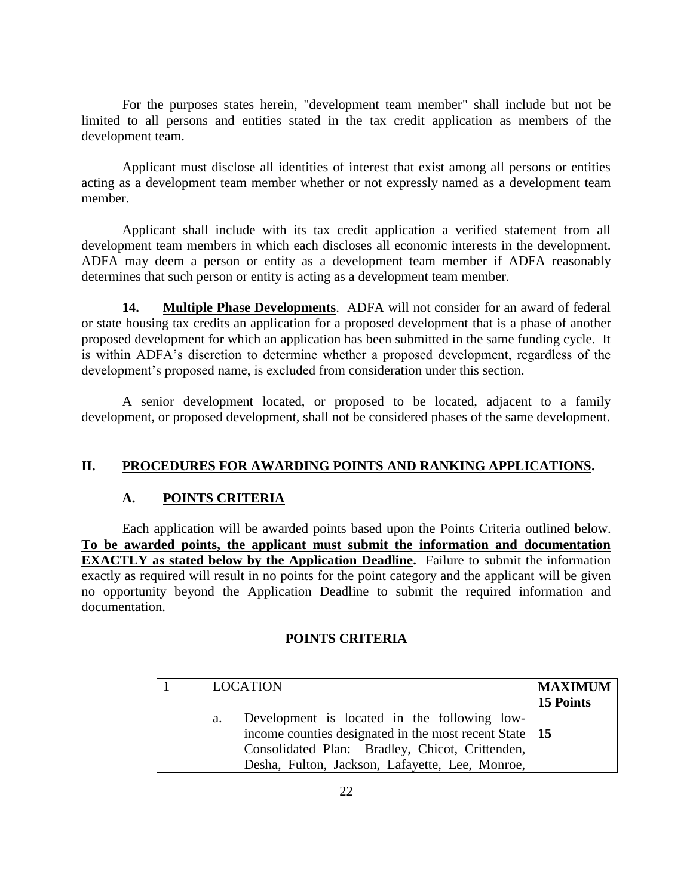For the purposes states herein, "development team member" shall include but not be limited to all persons and entities stated in the tax credit application as members of the development team.

Applicant must disclose all identities of interest that exist among all persons or entities acting as a development team member whether or not expressly named as a development team member.

Applicant shall include with its tax credit application a verified statement from all development team members in which each discloses all economic interests in the development. ADFA may deem a person or entity as a development team member if ADFA reasonably determines that such person or entity is acting as a development team member.

**14. Multiple Phase Developments**. ADFA will not consider for an award of federal or state housing tax credits an application for a proposed development that is a phase of another proposed development for which an application has been submitted in the same funding cycle. It is within ADFA's discretion to determine whether a proposed development, regardless of the development's proposed name, is excluded from consideration under this section.

A senior development located, or proposed to be located, adjacent to a family development, or proposed development, shall not be considered phases of the same development.

## II. PROCEDURES FOR AWARDING POINTS AND RANKING APPLICATIONS.

### A. POINTS CRITERIA

Each application will be awarded points based upon the Points Criteria outlined below. **To be awarded points, the applicant must submit the information and documentation EXACTLY as stated below by the Application Deadline.** Failure to submit the information exactly as required will result in no points for the point category and the applicant will be given no opportunity beyond the Application Deadline to submit the required information and documentation.

**POINTS CRITERIA**

| 1 | LOCATION | **MAXIMUM 15 Points** |
|---|---|---|
| | a. Development is located in the following low-income counties designated in the most recent State Consolidated Plan: Bradley, Chicot, Crittenden, Desha, Fulton, Jackson, Lafayette, Lee, Monroe, | **15** |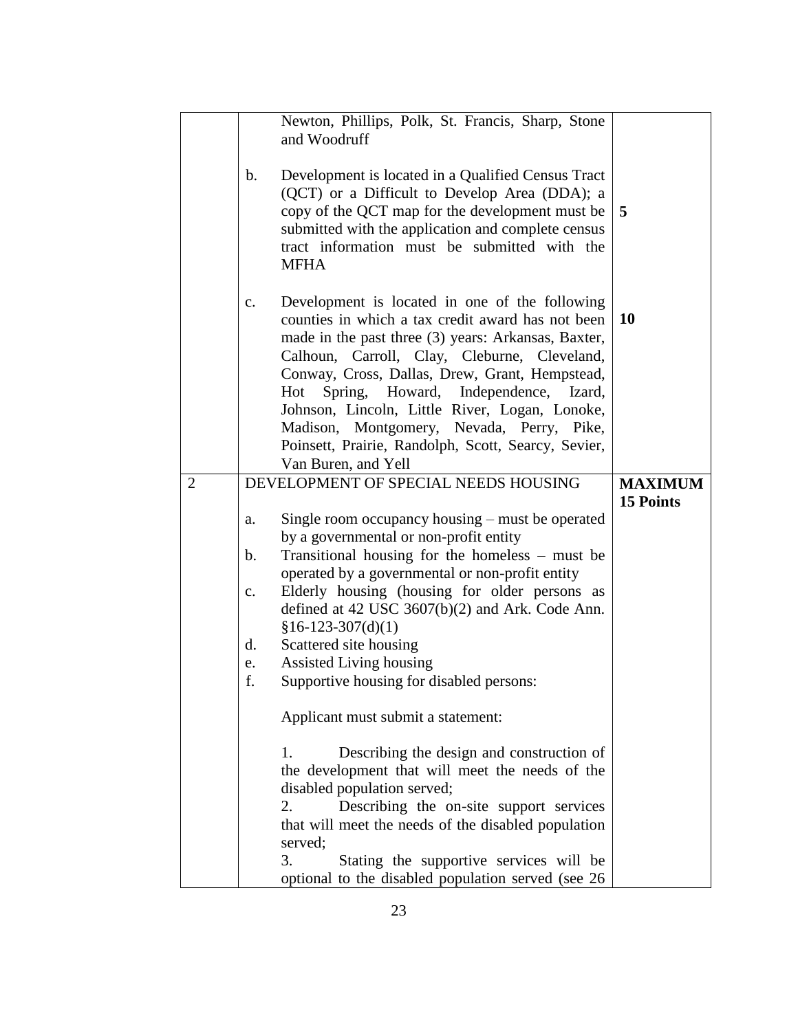| | | |
|---|---|---|
| | Newton, Phillips, Polk, St. Francis, Sharp, Stone and Woodruff<br><br>b. Development is located in a Qualified Census Tract (QCT) or a Difficult to Develop Area (DDA); a copy of the QCT map for the development must be submitted with the application and complete census tract information must be submitted with the MFHA | **5** |
| | c. Development is located in one of the following counties in which a tax credit award has not been made in the past three (3) years: Arkansas, Baxter, Calhoun, Carroll, Clay, Cleburne, Cleveland, Conway, Cross, Dallas, Drew, Grant, Hempstead, Hot Spring, Howard, Independence, Izard, Johnson, Lincoln, Little River, Logan, Lonoke, Madison, Montgomery, Nevada, Perry, Pike, Poinsett, Prairie, Randolph, Scott, Searcy, Sevier, Van Buren, and Yell | **10** |
| 2 | DEVELOPMENT OF SPECIAL NEEDS HOUSING<br><br>a. Single room occupancy housing – must be operated by a governmental or non-profit entity<br>b. Transitional housing for the homeless – must be operated by a governmental or non-profit entity<br>c. Elderly housing (housing for older persons as defined at 42 USC 3607(b)(2) and Ark. Code Ann. §16-123-307(d)(1)<br>d. Scattered site housing<br>e. Assisted Living housing<br>f. Supportive housing for disabled persons:<br><br>Applicant must submit a statement:<br><br>1. Describing the design and construction of the development that will meet the needs of the disabled population served;<br>2. Describing the on-site support services that will meet the needs of the disabled population served;<br>3. Stating the supportive services will be optional to the disabled population served (see 26 | **MAXIMUM 15 Points** |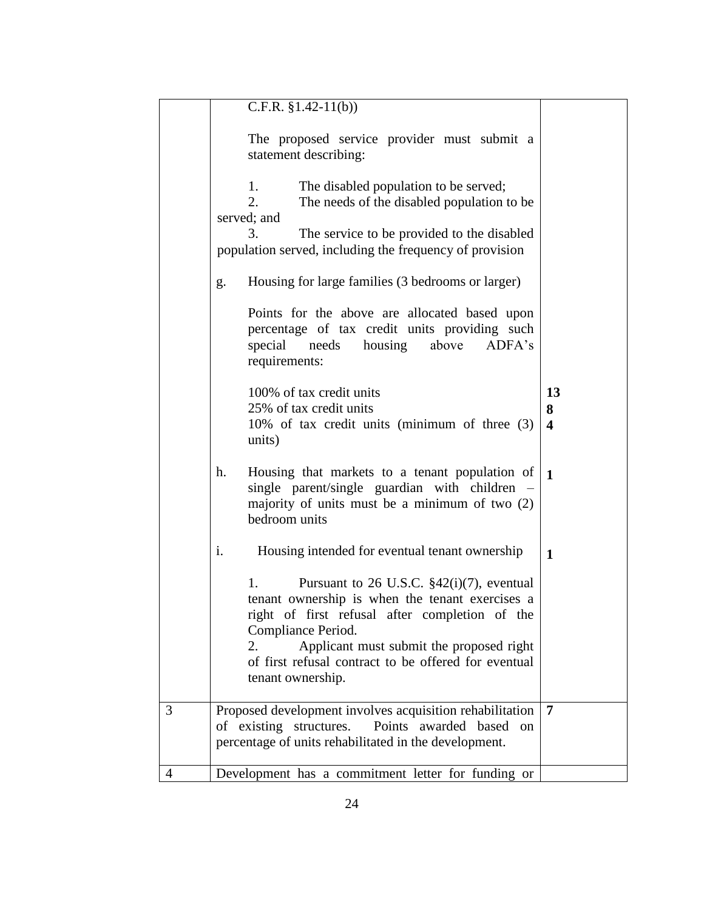| | | |
|---|---|---|
| | C.F.R. §1.42-11(b))<br><br>The proposed service provider must submit a statement describing:<br><br>1. The disabled population to be served;<br>2. The needs of the disabled population to be served; and<br>3. The service to be provided to the disabled population served, including the frequency of provision<br><br>g. Housing for large families (3 bedrooms or larger)<br><br>Points for the above are allocated based upon percentage of tax credit units providing such special needs housing above ADFA's requirements:<br><br>100% of tax credit units<br>25% of tax credit units<br>10% of tax credit units (minimum of three (3) units)<br><br>h. Housing that markets to a tenant population of single parent/single guardian with children – majority of units must be a minimum of two (2) bedroom units<br><br>i. Housing intended for eventual tenant ownership<br><br>1. Pursuant to 26 U.S.C. §42(i)(7), eventual tenant ownership is when the tenant exercises a right of first refusal after completion of the Compliance Period.<br>2. Applicant must submit the proposed right of first refusal contract to be offered for eventual tenant ownership. | <br><br><br><br><br><br><br><br><br><br><br><br>**13**<br>**8**<br>**4**<br><br>**1**<br><br><br>**1** |
| 3 | Proposed development involves acquisition rehabilitation of existing structures. Points awarded based on percentage of units rehabilitated in the development. | **7** |
| 4 | Development has a commitment letter for funding or | |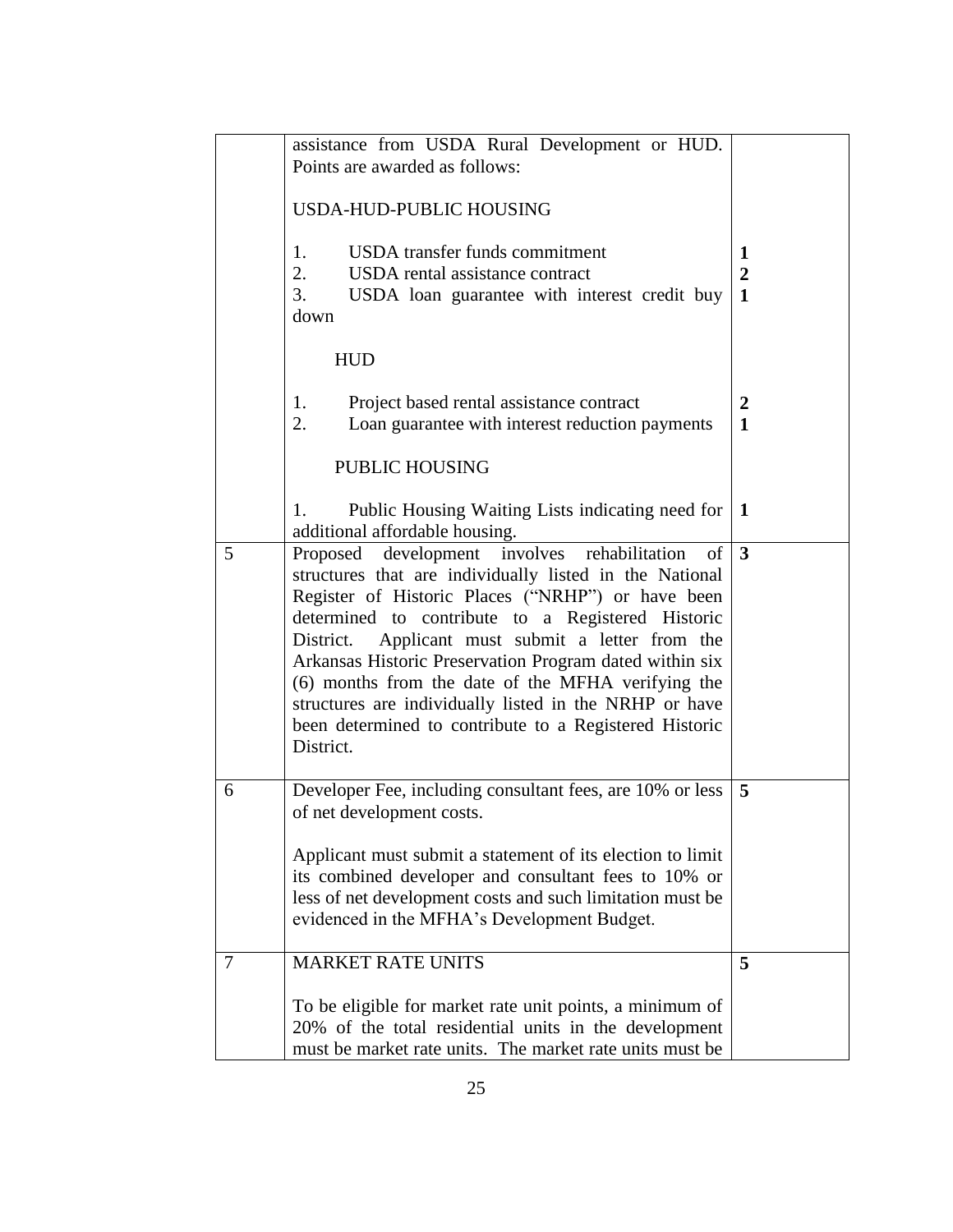| | | |
|---|---|---|
| | assistance from USDA Rural Development or HUD. Points are awarded as follows:<br><br>USDA-HUD-PUBLIC HOUSING<br><br>1. USDA transfer funds commitment<br>2. USDA rental assistance contract<br>3. USDA loan guarantee with interest credit buy down<br><br>HUD<br><br>1. Project based rental assistance contract<br>2. Loan guarantee with interest reduction payments<br><br>PUBLIC HOUSING<br><br>1. Public Housing Waiting Lists indicating need for additional affordable housing. | <br><br><br><br>**1**<br>**2**<br>**1**<br><br><br><br>**2**<br>**1**<br><br><br><br>**1** |
| 5 | Proposed development involves rehabilitation of structures that are individually listed in the National Register of Historic Places ("NRHP") or have been determined to contribute to a Registered Historic District. Applicant must submit a letter from the Arkansas Historic Preservation Program dated within six (6) months from the date of the MFHA verifying the structures are individually listed in the NRHP or have been determined to contribute to a Registered Historic District. | **3** |
| 6 | Developer Fee, including consultant fees, are 10% or less of net development costs.<br><br>Applicant must submit a statement of its election to limit its combined developer and consultant fees to 10% or less of net development costs and such limitation must be evidenced in the MFHA's Development Budget. | **5** |
| 7 | MARKET RATE UNITS<br><br>To be eligible for market rate unit points, a minimum of 20% of the total residential units in the development must be market rate units. The market rate units must be | **5** |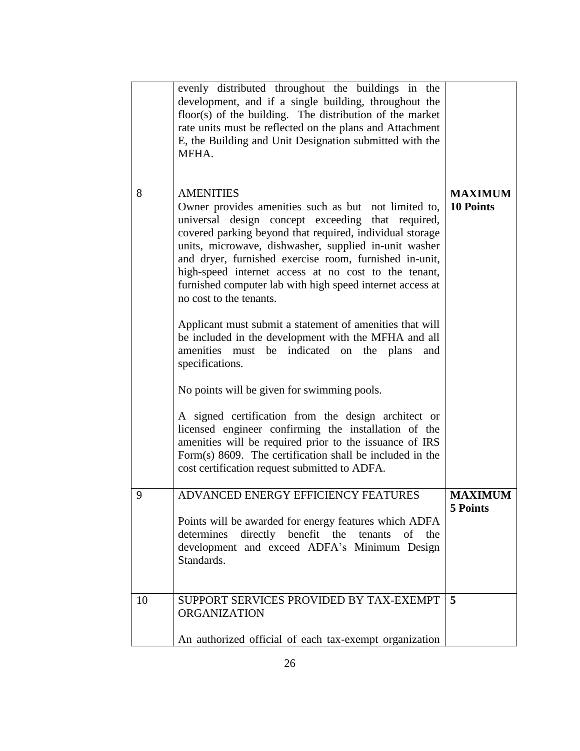| | | |
|---|---|---|
| | evenly distributed throughout the buildings in the development, and if a single building, throughout the floor(s) of the building. The distribution of the market rate units must be reflected on the plans and Attachment E, the Building and Unit Designation submitted with the MFHA. | |
| 8 | AMENITIES<br>Owner provides amenities such as but not limited to, universal design concept exceeding that required, covered parking beyond that required, individual storage units, microwave, dishwasher, supplied in-unit washer and dryer, furnished exercise room, furnished in-unit, high-speed internet access at no cost to the tenant, furnished computer lab with high speed internet access at no cost to the tenants.<br><br>Applicant must submit a statement of amenities that will be included in the development with the MFHA and all amenities must be indicated on the plans and specifications.<br><br>No points will be given for swimming pools.<br><br>A signed certification from the design architect or licensed engineer confirming the installation of the amenities will be required prior to the issuance of IRS Form(s) 8609. The certification shall be included in the cost certification request submitted to ADFA. | **MAXIMUM 10 Points** |
| 9 | ADVANCED ENERGY EFFICIENCY FEATURES<br><br>Points will be awarded for energy features which ADFA determines directly benefit the tenants of the development and exceed ADFA's Minimum Design Standards. | **MAXIMUM 5 Points** |
| 10 | SUPPORT SERVICES PROVIDED BY TAX-EXEMPT ORGANIZATION<br><br>An authorized official of each tax-exempt organization | **5** |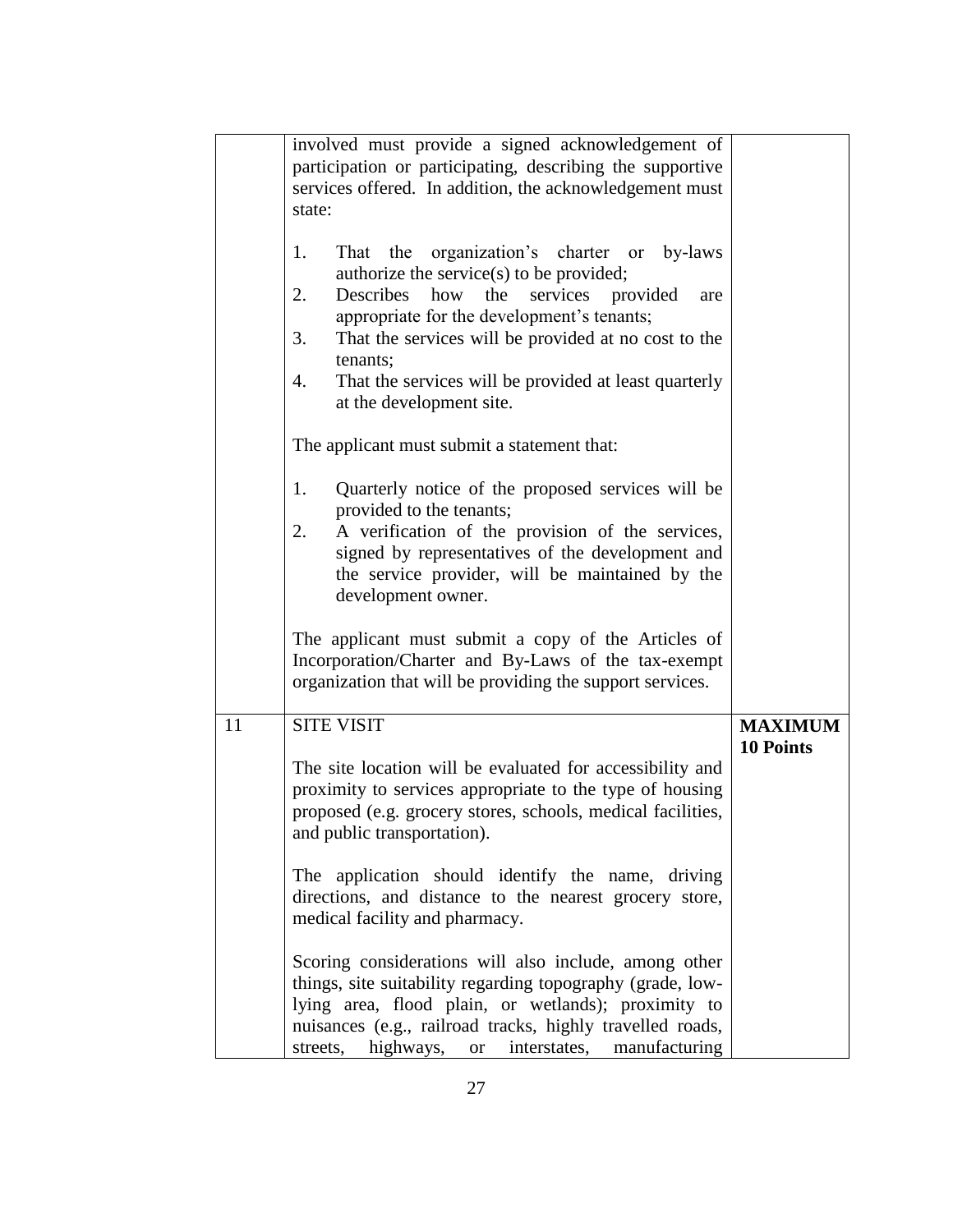| | | |
|---|---|---|
| | involved must provide a signed acknowledgement of participation or participating, describing the supportive services offered. In addition, the acknowledgement must state:<br><br>1. That the organization's charter or by-laws authorize the service(s) to be provided;<br>2. Describes how the services provided are appropriate for the development's tenants;<br>3. That the services will be provided at no cost to the tenants;<br>4. That the services will be provided at least quarterly at the development site.<br><br>The applicant must submit a statement that:<br><br>1. Quarterly notice of the proposed services will be provided to the tenants;<br>2. A verification of the provision of the services, signed by representatives of the development and the service provider, will be maintained by the development owner.<br><br>The applicant must submit a copy of the Articles of Incorporation/Charter and By-Laws of the tax-exempt organization that will be providing the support services. | |
| 11 | SITE VISIT<br><br>The site location will be evaluated for accessibility and proximity to services appropriate to the type of housing proposed (e.g. grocery stores, schools, medical facilities, and public transportation).<br><br>The application should identify the name, driving directions, and distance to the nearest grocery store, medical facility and pharmacy.<br><br>Scoring considerations will also include, among other things, site suitability regarding topography (grade, low-lying area, flood plain, or wetlands); proximity to nuisances (e.g., railroad tracks, highly travelled roads, streets, highways, or interstates, manufacturing | **MAXIMUM 10 Points** |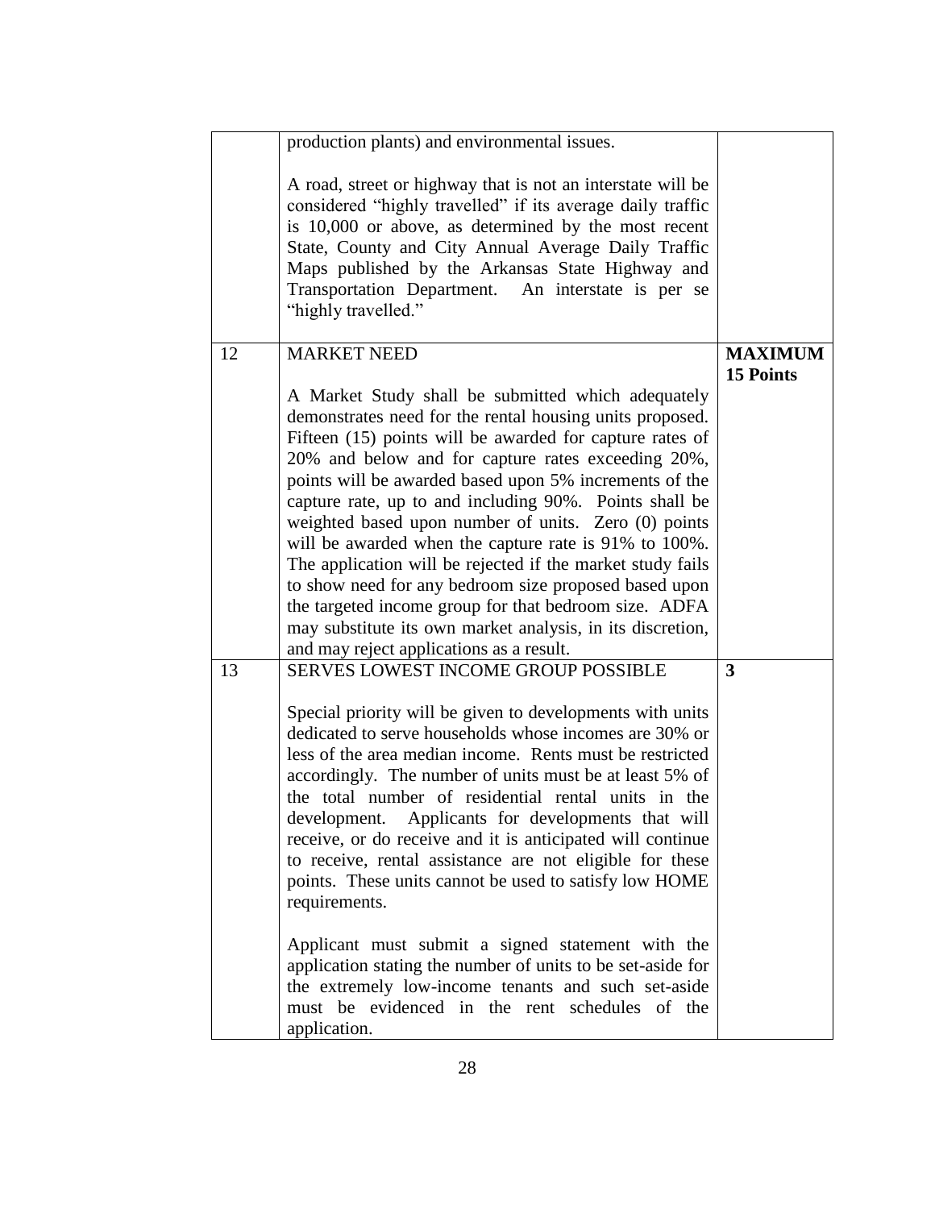| | | |
|---|---|---|
| | production plants) and environmental issues.<br><br>A road, street or highway that is not an interstate will be considered "highly travelled" if its average daily traffic is 10,000 or above, as determined by the most recent State, County and City Annual Average Daily Traffic Maps published by the Arkansas State Highway and Transportation Department. An interstate is per se "highly travelled." | |
| 12 | MARKET NEED<br><br>A Market Study shall be submitted which adequately demonstrates need for the rental housing units proposed. Fifteen (15) points will be awarded for capture rates of 20% and below and for capture rates exceeding 20%, points will be awarded based upon 5% increments of the capture rate, up to and including 90%. Points shall be weighted based upon number of units. Zero (0) points will be awarded when the capture rate is 91% to 100%. The application will be rejected if the market study fails to show need for any bedroom size proposed based upon the targeted income group for that bedroom size. ADFA may substitute its own market analysis, in its discretion, and may reject applications as a result. | **MAXIMUM 15 Points** |
| 13 | SERVES LOWEST INCOME GROUP POSSIBLE<br><br>Special priority will be given to developments with units dedicated to serve households whose incomes are 30% or less of the area median income. Rents must be restricted accordingly. The number of units must be at least 5% of the total number of residential rental units in the development. Applicants for developments that will receive, or do receive and it is anticipated will continue to receive, rental assistance are not eligible for these points. These units cannot be used to satisfy low HOME requirements.<br><br>Applicant must submit a signed statement with the application stating the number of units to be set-aside for the extremely low-income tenants and such set-aside must be evidenced in the rent schedules of the application. | **3** |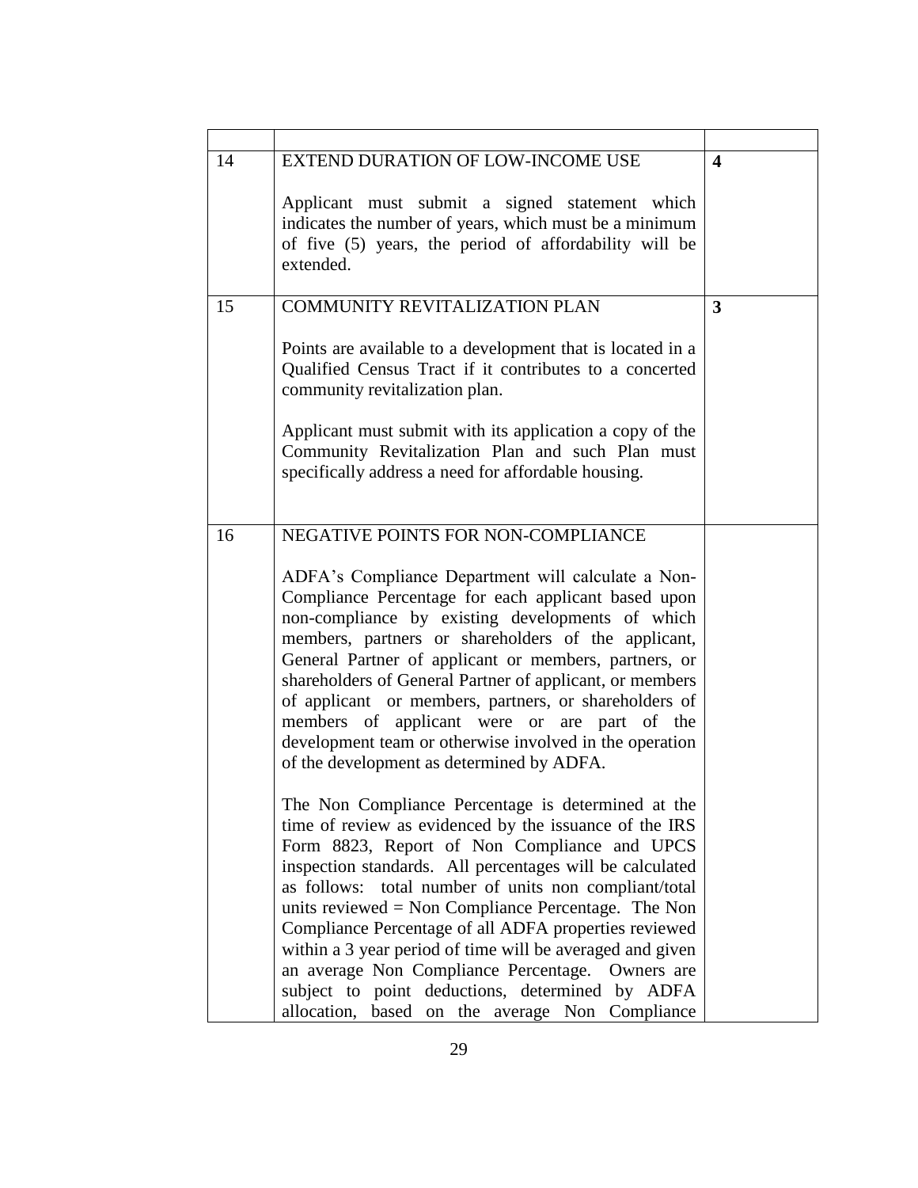| | | |
|---|---|---|
| 14 | EXTEND DURATION OF LOW-INCOME USE<br><br>Applicant must submit a signed statement which indicates the number of years, which must be a minimum of five (5) years, the period of affordability will be extended. | **4** |
| 15 | COMMUNITY REVITALIZATION PLAN<br><br>Points are available to a development that is located in a Qualified Census Tract if it contributes to a concerted community revitalization plan.<br><br>Applicant must submit with its application a copy of the Community Revitalization Plan and such Plan must specifically address a need for affordable housing. | **3** |
| 16 | NEGATIVE POINTS FOR NON-COMPLIANCE<br><br>ADFA's Compliance Department will calculate a Non-Compliance Percentage for each applicant based upon non-compliance by existing developments of which members, partners or shareholders of the applicant, General Partner of applicant or members, partners, or shareholders of General Partner of applicant, or members of applicant or members, partners, or shareholders of members of applicant were or are part of the development team or otherwise involved in the operation of the development as determined by ADFA.<br><br>The Non Compliance Percentage is determined at the time of review as evidenced by the issuance of the IRS Form 8823, Report of Non Compliance and UPCS inspection standards. All percentages will be calculated as follows: total number of units non compliant/total units reviewed = Non Compliance Percentage. The Non Compliance Percentage of all ADFA properties reviewed within a 3 year period of time will be averaged and given an average Non Compliance Percentage. Owners are subject to point deductions, determined by ADFA allocation, based on the average Non Compliance | |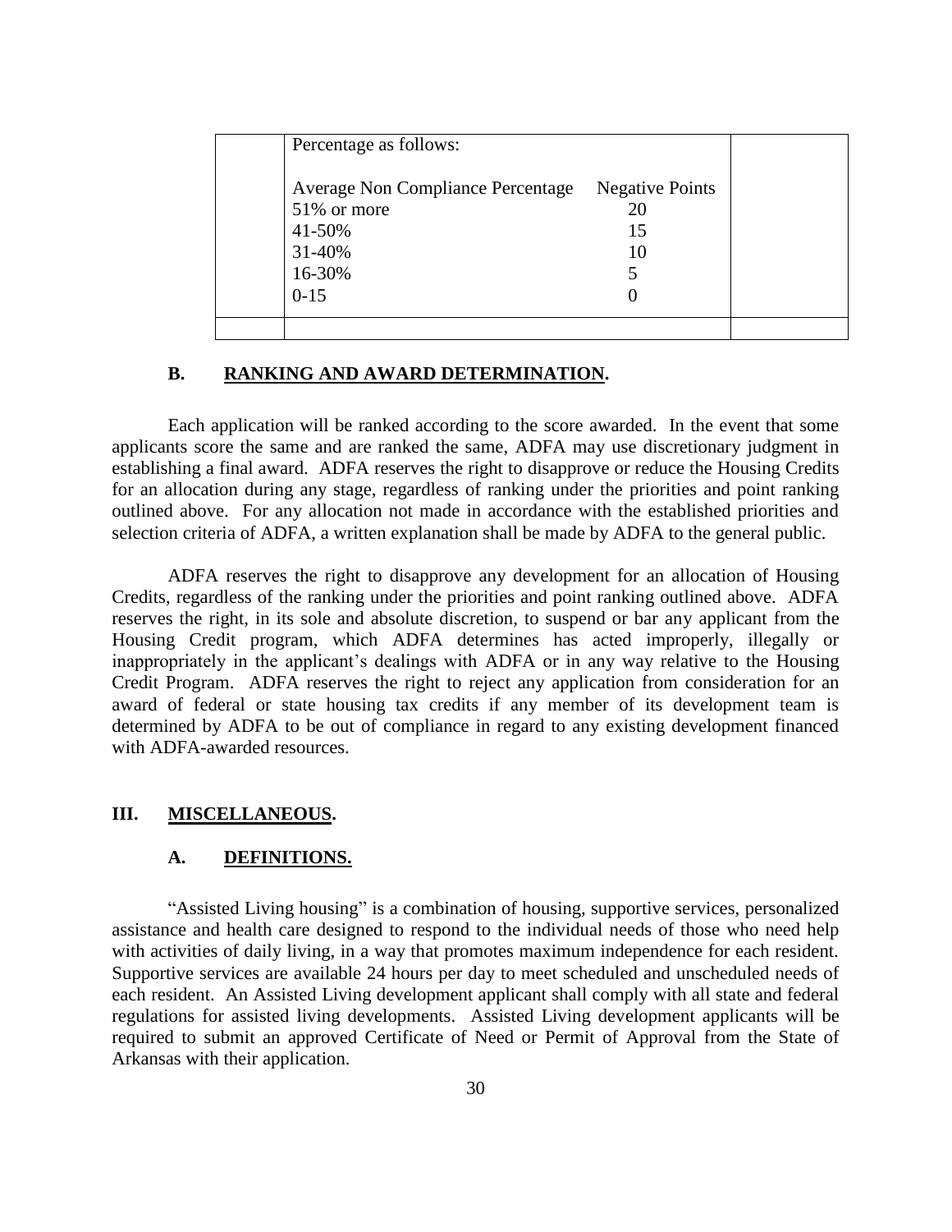| | Percentage as follows:<br><br>Average Non Compliance Percentage / Negative Points<br>51% or more / 20<br>41-50% / 15<br>31-40% / 10<br>16-30% / 5<br>0-15 / 0 | |
|---|---|---|
| | | |

#### B. RANKING AND AWARD DETERMINATION.

Each application will be ranked according to the score awarded. In the event that some applicants score the same and are ranked the same, ADFA may use discretionary judgment in establishing a final award. ADFA reserves the right to disapprove or reduce the Housing Credits for an allocation during any stage, regardless of ranking under the priorities and point ranking outlined above. For any allocation not made in accordance with the established priorities and selection criteria of ADFA, a written explanation shall be made by ADFA to the general public.

ADFA reserves the right to disapprove any development for an allocation of Housing Credits, regardless of the ranking under the priorities and point ranking outlined above. ADFA reserves the right, in its sole and absolute discretion, to suspend or bar any applicant from the Housing Credit program, which ADFA determines has acted improperly, illegally or inappropriately in the applicant's dealings with ADFA or in any way relative to the Housing Credit Program. ADFA reserves the right to reject any application from consideration for an award of federal or state housing tax credits if any member of its development team is determined by ADFA to be out of compliance in regard to any existing development financed with ADFA-awarded resources.

### III. MISCELLANEOUS.

#### A. DEFINITIONS.

"Assisted Living housing" is a combination of housing, supportive services, personalized assistance and health care designed to respond to the individual needs of those who need help with activities of daily living, in a way that promotes maximum independence for each resident. Supportive services are available 24 hours per day to meet scheduled and unscheduled needs of each resident. An Assisted Living development applicant shall comply with all state and federal regulations for assisted living developments. Assisted Living development applicants will be required to submit an approved Certificate of Need or Permit of Approval from the State of Arkansas with their application.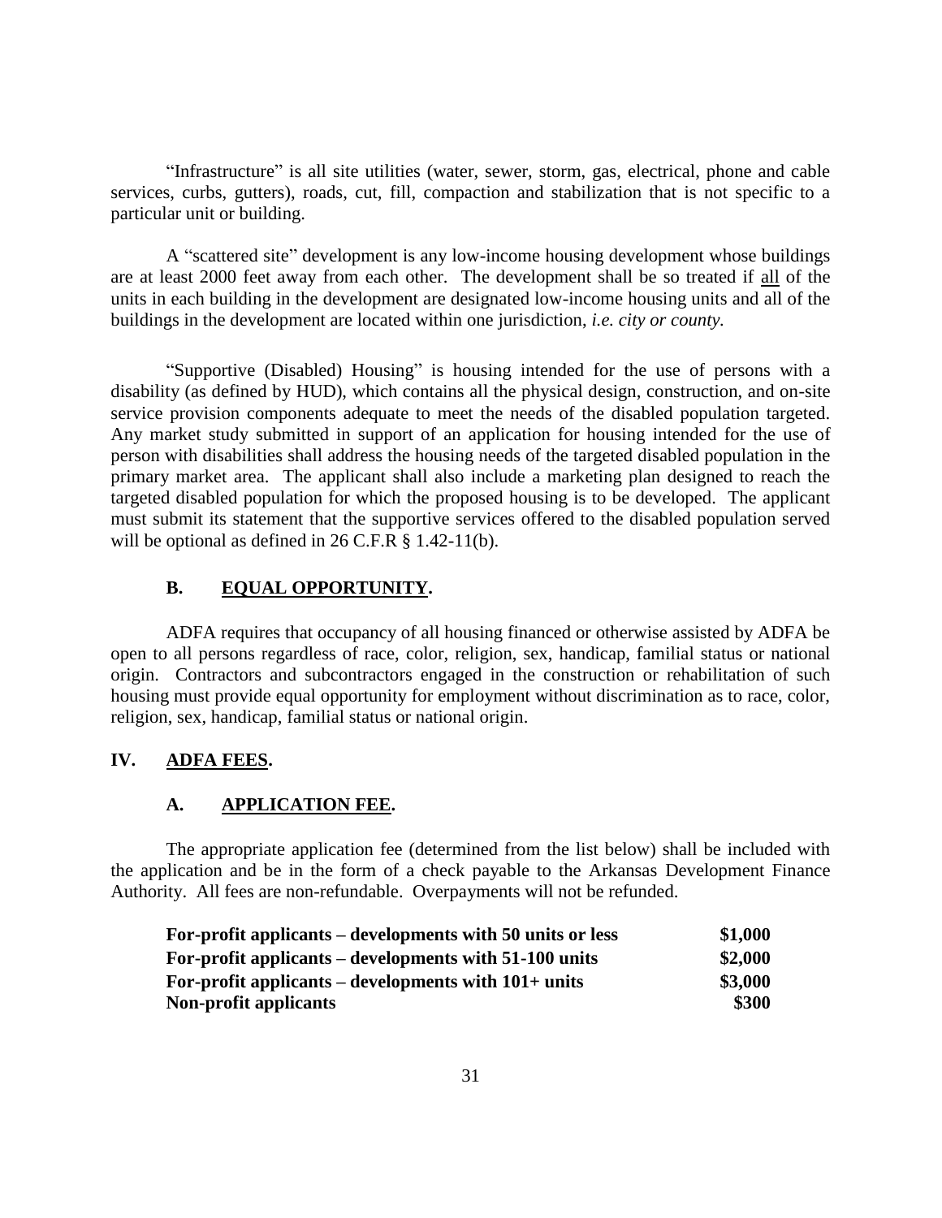"Infrastructure" is all site utilities (water, sewer, storm, gas, electrical, phone and cable services, curbs, gutters), roads, cut, fill, compaction and stabilization that is not specific to a particular unit or building.

A "scattered site" development is any low-income housing development whose buildings are at least 2000 feet away from each other. The development shall be so treated if all of the units in each building in the development are designated low-income housing units and all of the buildings in the development are located within one jurisdiction, *i.e. city or county.*

"Supportive (Disabled) Housing" is housing intended for the use of persons with a disability (as defined by HUD), which contains all the physical design, construction, and on-site service provision components adequate to meet the needs of the disabled population targeted. Any market study submitted in support of an application for housing intended for the use of person with disabilities shall address the housing needs of the targeted disabled population in the primary market area. The applicant shall also include a marketing plan designed to reach the targeted disabled population for which the proposed housing is to be developed. The applicant must submit its statement that the supportive services offered to the disabled population served will be optional as defined in 26 C.F.R § 1.42-11(b).

### B. EQUAL OPPORTUNITY.

ADFA requires that occupancy of all housing financed or otherwise assisted by ADFA be open to all persons regardless of race, color, religion, sex, handicap, familial status or national origin. Contractors and subcontractors engaged in the construction or rehabilitation of such housing must provide equal opportunity for employment without discrimination as to race, color, religion, sex, handicap, familial status or national origin.

## IV. ADFA FEES.

### A. APPLICATION FEE.

The appropriate application fee (determined from the list below) shall be included with the application and be in the form of a check payable to the Arkansas Development Finance Authority. All fees are non-refundable. Overpayments will not be refunded.

| | |
|---|---|
| **For-profit applicants – developments with 50 units or less** | **$1,000** |
| **For-profit applicants – developments with 51-100 units** | **$2,000** |
| **For-profit applicants – developments with 101+ units** | **$3,000** |
| **Non-profit applicants** | **$300** |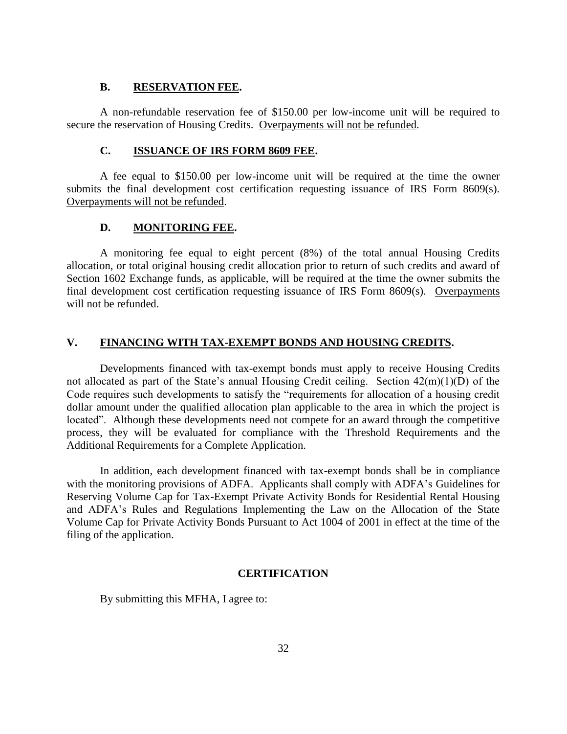### B. RESERVATION FEE.

A non-refundable reservation fee of $150.00 per low-income unit will be required to secure the reservation of Housing Credits. <u>Overpayments will not be refunded</u>.

### C. ISSUANCE OF IRS FORM 8609 FEE.

A fee equal to $150.00 per low-income unit will be required at the time the owner submits the final development cost certification requesting issuance of IRS Form 8609(s). <u>Overpayments will not be refunded</u>.

### D. MONITORING FEE.

A monitoring fee equal to eight percent (8%) of the total annual Housing Credits allocation, or total original housing credit allocation prior to return of such credits and award of Section 1602 Exchange funds, as applicable, will be required at the time the owner submits the final development cost certification requesting issuance of IRS Form 8609(s). <u>Overpayments will not be refunded</u>.

## V. FINANCING WITH TAX-EXEMPT BONDS AND HOUSING CREDITS.

Developments financed with tax-exempt bonds must apply to receive Housing Credits not allocated as part of the State's annual Housing Credit ceiling. Section 42(m)(1)(D) of the Code requires such developments to satisfy the "requirements for allocation of a housing credit dollar amount under the qualified allocation plan applicable to the area in which the project is located". Although these developments need not compete for an award through the competitive process, they will be evaluated for compliance with the Threshold Requirements and the Additional Requirements for a Complete Application.

In addition, each development financed with tax-exempt bonds shall be in compliance with the monitoring provisions of ADFA. Applicants shall comply with ADFA's Guidelines for Reserving Volume Cap for Tax-Exempt Private Activity Bonds for Residential Rental Housing and ADFA's Rules and Regulations Implementing the Law on the Allocation of the State Volume Cap for Private Activity Bonds Pursuant to Act 1004 of 2001 in effect at the time of the filing of the application.

**CERTIFICATION**

By submitting this MFHA, I agree to: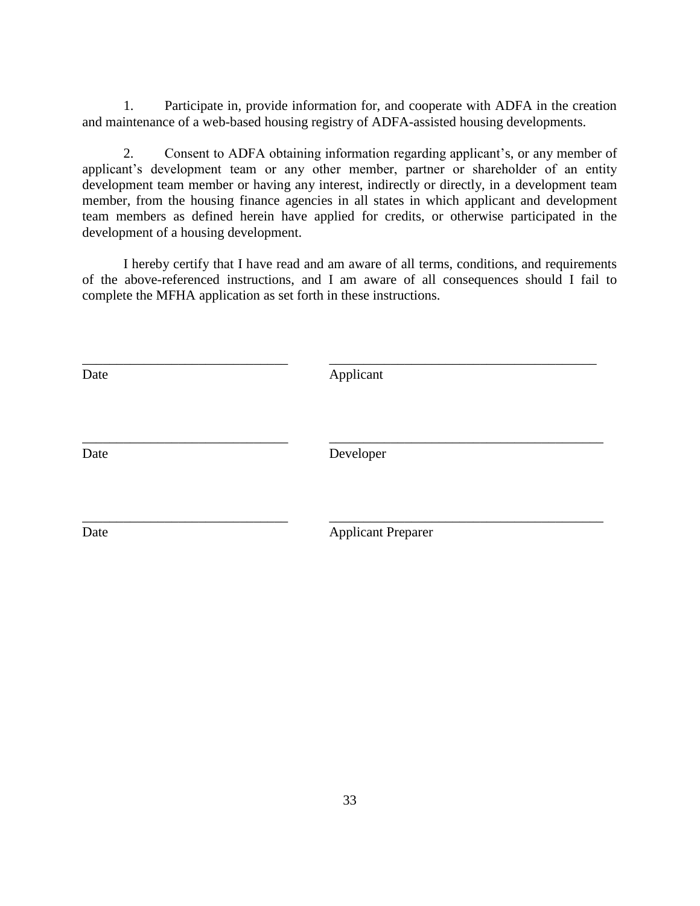1. Participate in, provide information for, and cooperate with ADFA in the creation and maintenance of a web-based housing registry of ADFA-assisted housing developments.

2. Consent to ADFA obtaining information regarding applicant's, or any member of applicant's development team or any other member, partner or shareholder of an entity development team member or having any interest, indirectly or directly, in a development team member, from the housing finance agencies in all states in which applicant and development team members as defined herein have applied for credits, or otherwise participated in the development of a housing development.

I hereby certify that I have read and am aware of all terms, conditions, and requirements of the above-referenced instructions, and I am aware of all consequences should I fail to complete the MFHA application as set forth in these instructions.

| | |
|---|---|
| ______________________________ | ________________________________________ |
| Date | Applicant |
| ______________________________ | ________________________________________ |
| Date | Developer |
| ______________________________ | ________________________________________ |
| Date | Applicant Preparer |